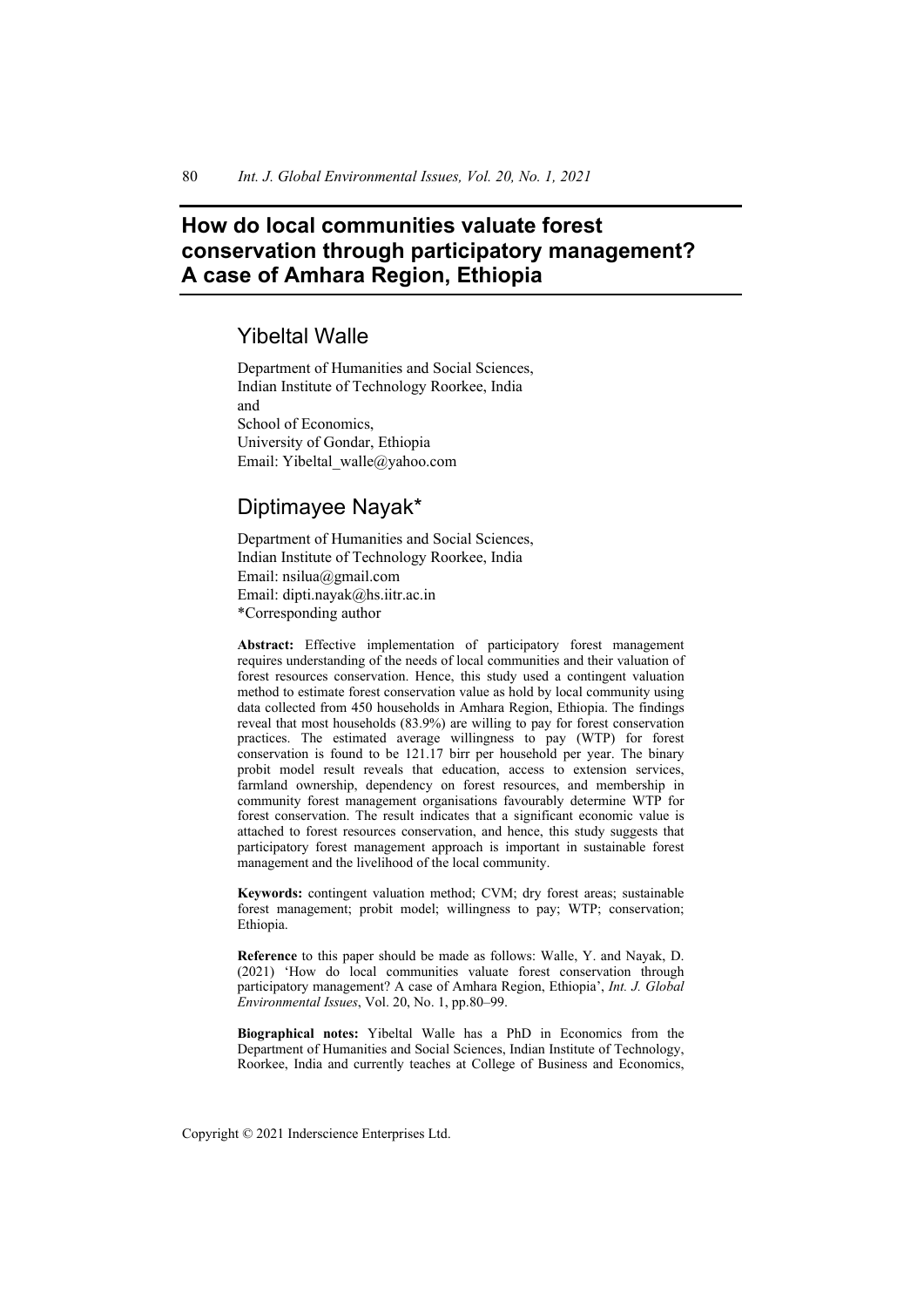# How do local communities valuate forest conservation through participatory management? A case of Amhara Region, Ethiopia

## Yibeltal Walle

Department of Humanities and Social Sciences,
Indian Institute of Technology Roorkee, India
and
School of Economics,
University of Gondar, Ethiopia
Email: Yibeltal_walle@yahoo.com

## Diptimayee Nayak*

Department of Humanities and Social Sciences,
Indian Institute of Technology Roorkee, India
Email: nsilua@gmail.com
Email: dipti.nayak@hs.iitr.ac.in
*Corresponding author

**Abstract:** Effective implementation of participatory forest management requires understanding of the needs of local communities and their valuation of forest resources conservation. Hence, this study used a contingent valuation method to estimate forest conservation value as hold by local community using data collected from 450 households in Amhara Region, Ethiopia. The findings reveal that most households (83.9%) are willing to pay for forest conservation practices. The estimated average willingness to pay (WTP) for forest conservation is found to be 121.17 birr per household per year. The binary probit model result reveals that education, access to extension services, farmland ownership, dependency on forest resources, and membership in community forest management organisations favourably determine WTP for forest conservation. The result indicates that a significant economic value is attached to forest resources conservation, and hence, this study suggests that participatory forest management approach is important in sustainable forest management and the livelihood of the local community.

**Keywords:** contingent valuation method; CVM; dry forest areas; sustainable forest management; probit model; willingness to pay; WTP; conservation; Ethiopia.

**Reference** to this paper should be made as follows: Walle, Y. and Nayak, D. (2021) 'How do local communities valuate forest conservation through participatory management? A case of Amhara Region, Ethiopia', *Int. J. Global Environmental Issues*, Vol. 20, No. 1, pp.80–99.

**Biographical notes:** Yibeltal Walle has a PhD in Economics from the Department of Humanities and Social Sciences, Indian Institute of Technology, Roorkee, India and currently teaches at College of Business and Economics,

Copyright © 2021 Inderscience Enterprises Ltd.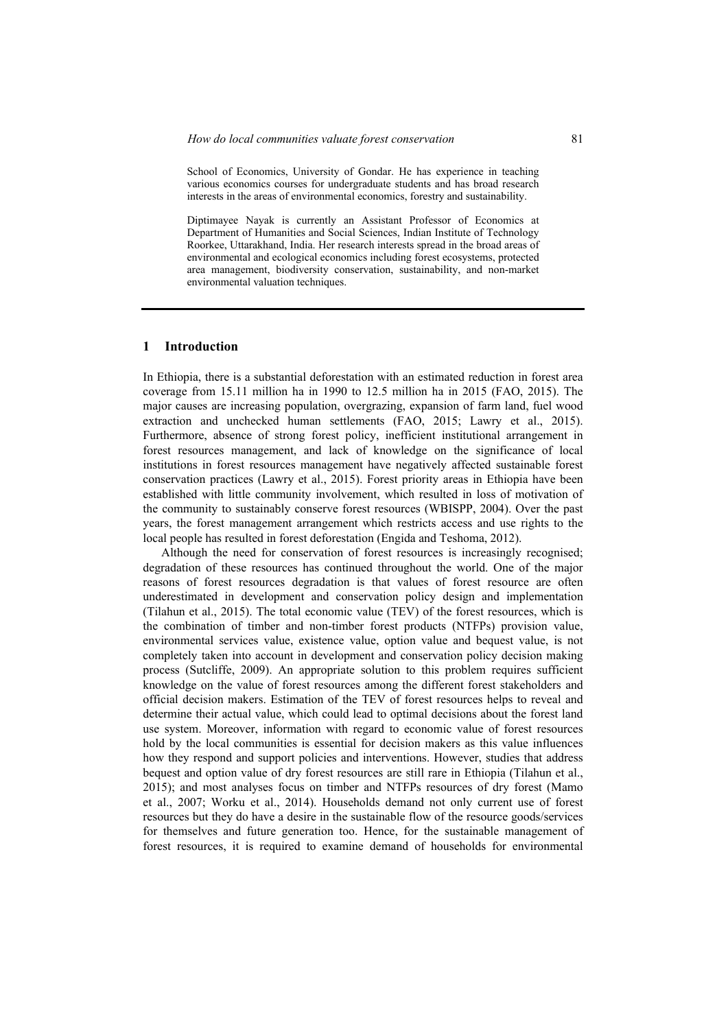School of Economics, University of Gondar. He has experience in teaching various economics courses for undergraduate students and has broad research interests in the areas of environmental economics, forestry and sustainability.

Diptimayee Nayak is currently an Assistant Professor of Economics at Department of Humanities and Social Sciences, Indian Institute of Technology Roorkee, Uttarakhand, India. Her research interests spread in the broad areas of environmental and ecological economics including forest ecosystems, protected area management, biodiversity conservation, sustainability, and non-market environmental valuation techniques.

---

## 1 Introduction

In Ethiopia, there is a substantial deforestation with an estimated reduction in forest area coverage from 15.11 million ha in 1990 to 12.5 million ha in 2015 (FAO, 2015). The major causes are increasing population, overgrazing, expansion of farm land, fuel wood extraction and unchecked human settlements (FAO, 2015; Lawry et al., 2015). Furthermore, absence of strong forest policy, inefficient institutional arrangement in forest resources management, and lack of knowledge on the significance of local institutions in forest resources management have negatively affected sustainable forest conservation practices (Lawry et al., 2015). Forest priority areas in Ethiopia have been established with little community involvement, which resulted in loss of motivation of the community to sustainably conserve forest resources (WBISPP, 2004). Over the past years, the forest management arrangement which restricts access and use rights to the local people has resulted in forest deforestation (Engida and Teshoma, 2012).

Although the need for conservation of forest resources is increasingly recognised; degradation of these resources has continued throughout the world. One of the major reasons of forest resources degradation is that values of forest resource are often underestimated in development and conservation policy design and implementation (Tilahun et al., 2015). The total economic value (TEV) of the forest resources, which is the combination of timber and non-timber forest products (NTFPs) provision value, environmental services value, existence value, option value and bequest value, is not completely taken into account in development and conservation policy decision making process (Sutcliffe, 2009). An appropriate solution to this problem requires sufficient knowledge on the value of forest resources among the different forest stakeholders and official decision makers. Estimation of the TEV of forest resources helps to reveal and determine their actual value, which could lead to optimal decisions about the forest land use system. Moreover, information with regard to economic value of forest resources hold by the local communities is essential for decision makers as this value influences how they respond and support policies and interventions. However, studies that address bequest and option value of dry forest resources are still rare in Ethiopia (Tilahun et al., 2015); and most analyses focus on timber and NTFPs resources of dry forest (Mamo et al., 2007; Worku et al., 2014). Households demand not only current use of forest resources but they do have a desire in the sustainable flow of the resource goods/services for themselves and future generation too. Hence, for the sustainable management of forest resources, it is required to examine demand of households for environmental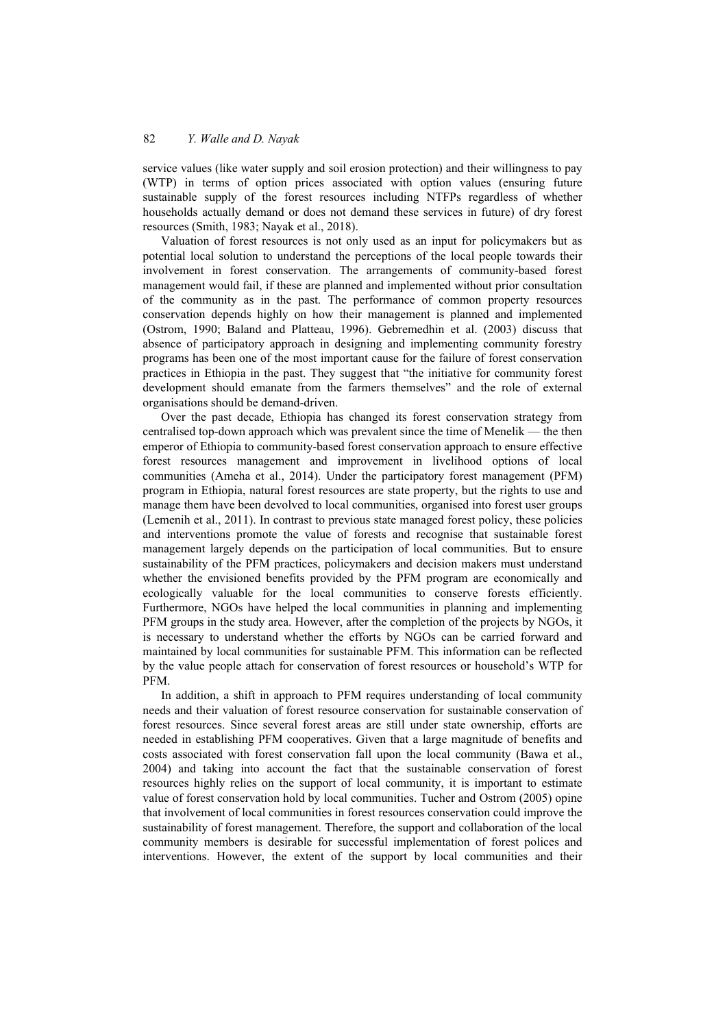service values (like water supply and soil erosion protection) and their willingness to pay (WTP) in terms of option prices associated with option values (ensuring future sustainable supply of the forest resources including NTFPs regardless of whether households actually demand or does not demand these services in future) of dry forest resources (Smith, 1983; Nayak et al., 2018).

Valuation of forest resources is not only used as an input for policymakers but as potential local solution to understand the perceptions of the local people towards their involvement in forest conservation. The arrangements of community-based forest management would fail, if these are planned and implemented without prior consultation of the community as in the past. The performance of common property resources conservation depends highly on how their management is planned and implemented (Ostrom, 1990; Baland and Platteau, 1996). Gebremedhin et al. (2003) discuss that absence of participatory approach in designing and implementing community forestry programs has been one of the most important cause for the failure of forest conservation practices in Ethiopia in the past. They suggest that "the initiative for community forest development should emanate from the farmers themselves" and the role of external organisations should be demand-driven.

Over the past decade, Ethiopia has changed its forest conservation strategy from centralised top-down approach which was prevalent since the time of Menelik — the then emperor of Ethiopia to community-based forest conservation approach to ensure effective forest resources management and improvement in livelihood options of local communities (Ameha et al., 2014). Under the participatory forest management (PFM) program in Ethiopia, natural forest resources are state property, but the rights to use and manage them have been devolved to local communities, organised into forest user groups (Lemenih et al., 2011). In contrast to previous state managed forest policy, these policies and interventions promote the value of forests and recognise that sustainable forest management largely depends on the participation of local communities. But to ensure sustainability of the PFM practices, policymakers and decision makers must understand whether the envisioned benefits provided by the PFM program are economically and ecologically valuable for the local communities to conserve forests efficiently. Furthermore, NGOs have helped the local communities in planning and implementing PFM groups in the study area. However, after the completion of the projects by NGOs, it is necessary to understand whether the efforts by NGOs can be carried forward and maintained by local communities for sustainable PFM. This information can be reflected by the value people attach for conservation of forest resources or household's WTP for PFM.

In addition, a shift in approach to PFM requires understanding of local community needs and their valuation of forest resource conservation for sustainable conservation of forest resources. Since several forest areas are still under state ownership, efforts are needed in establishing PFM cooperatives. Given that a large magnitude of benefits and costs associated with forest conservation fall upon the local community (Bawa et al., 2004) and taking into account the fact that the sustainable conservation of forest resources highly relies on the support of local community, it is important to estimate value of forest conservation hold by local communities. Tucher and Ostrom (2005) opine that involvement of local communities in forest resources conservation could improve the sustainability of forest management. Therefore, the support and collaboration of the local community members is desirable for successful implementation of forest polices and interventions. However, the extent of the support by local communities and their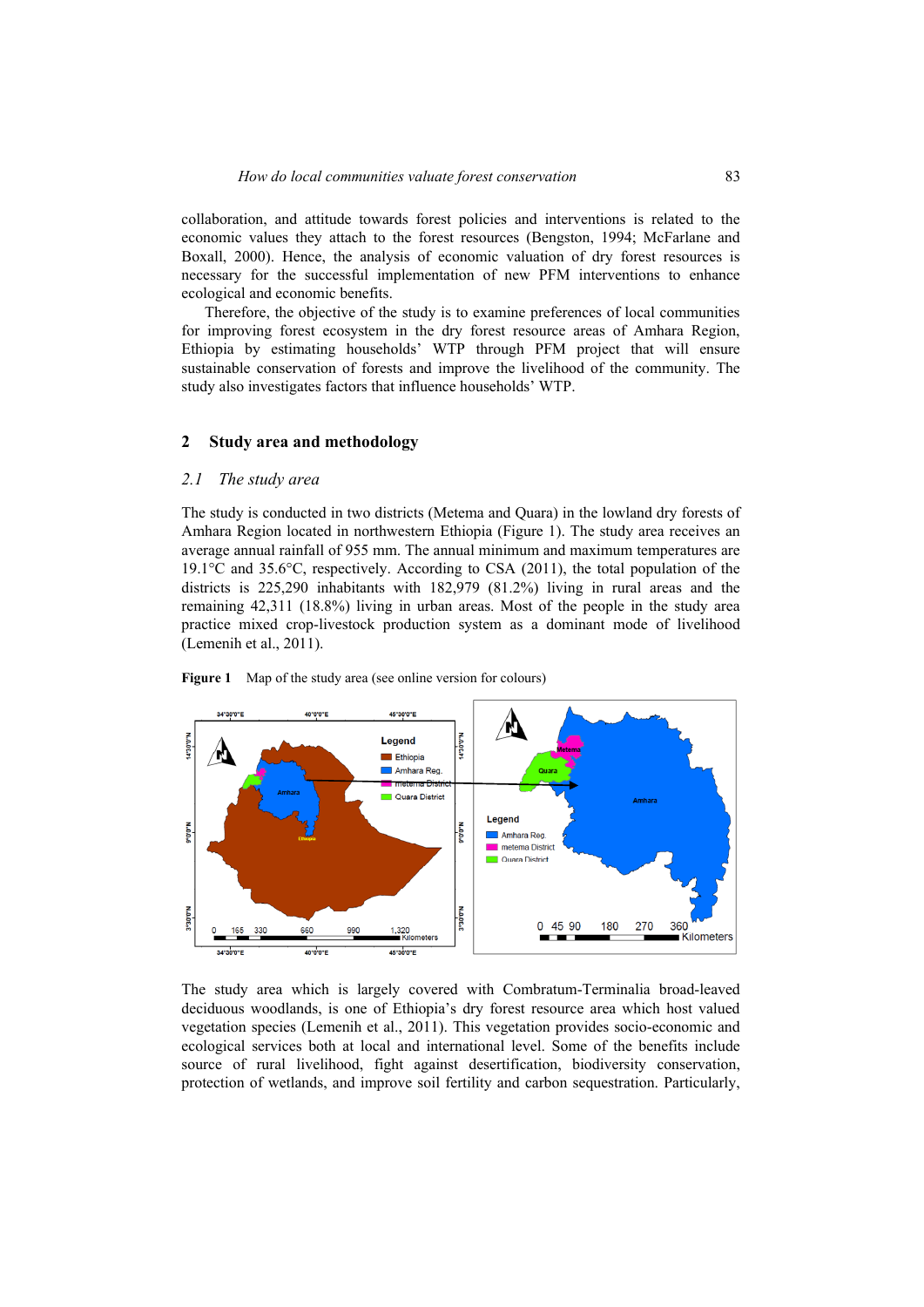collaboration, and attitude towards forest policies and interventions is related to the economic values they attach to the forest resources (Bengston, 1994; McFarlane and Boxall, 2000). Hence, the analysis of economic valuation of dry forest resources is necessary for the successful implementation of new PFM interventions to enhance ecological and economic benefits.

Therefore, the objective of the study is to examine preferences of local communities for improving forest ecosystem in the dry forest resource areas of Amhara Region, Ethiopia by estimating households' WTP through PFM project that will ensure sustainable conservation of forests and improve the livelihood of the community. The study also investigates factors that influence households' WTP.

## 2 Study area and methodology

### 2.1 *The study area*

The study is conducted in two districts (Metema and Quara) in the lowland dry forests of Amhara Region located in northwestern Ethiopia (Figure 1). The study area receives an average annual rainfall of 955 mm. The annual minimum and maximum temperatures are 19.1°C and 35.6°C, respectively. According to CSA (2011), the total population of the districts is 225,290 inhabitants with 182,979 (81.2%) living in rural areas and the remaining 42,311 (18.8%) living in urban areas. Most of the people in the study area practice mixed crop-livestock production system as a dominant mode of livelihood (Lemenih et al., 2011).

**Figure 1** Map of the study area (see online version for colours)

Legend
Ethiopia
Amhara Reg.
metema District
Quara District

Amhara
Ethiopia

0 165 330 660 990 1,320 Kilometers

34°30'0"E 40°0'0"E 45°30'0"E
14°30'0"N 9°0'0"N 3°30'0"N

Metema
Quara
Amhara

Legend
Amhara Reg.
metema District
Quara District

0 45 90 180 270 360 Kilometers

The study area which is largely covered with Combratum-Terminalia broad-leaved deciduous woodlands, is one of Ethiopia's dry forest resource area which host valued vegetation species (Lemenih et al., 2011). This vegetation provides socio-economic and ecological services both at local and international level. Some of the benefits include source of rural livelihood, fight against desertification, biodiversity conservation, protection of wetlands, and improve soil fertility and carbon sequestration. Particularly,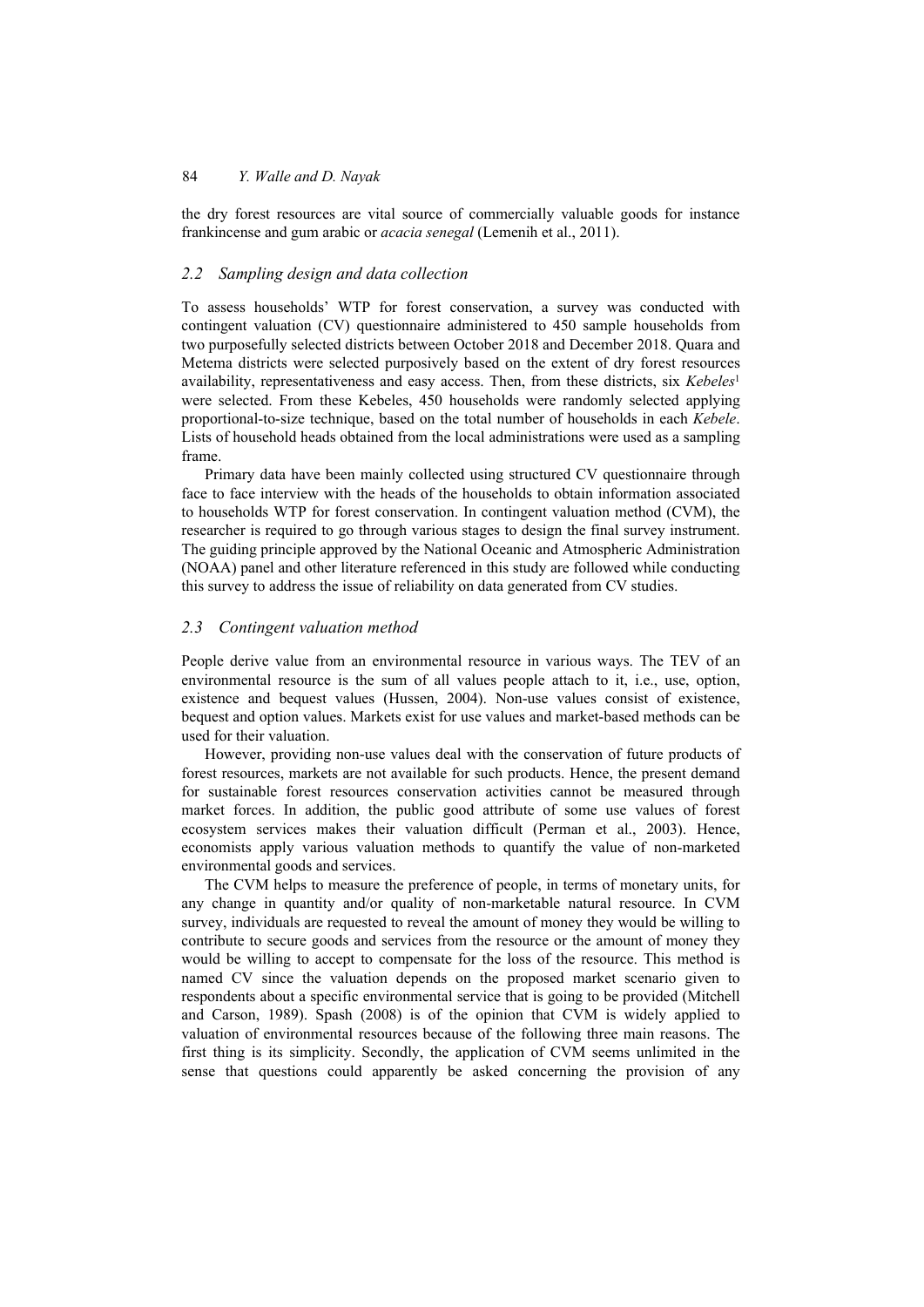the dry forest resources are vital source of commercially valuable goods for instance frankincense and gum arabic or *acacia senegal* (Lemenih et al., 2011).

### *2.2 Sampling design and data collection*

To assess households' WTP for forest conservation, a survey was conducted with contingent valuation (CV) questionnaire administered to 450 sample households from two purposefully selected districts between October 2018 and December 2018. Quara and Metema districts were selected purposively based on the extent of dry forest resources availability, representativeness and easy access. Then, from these districts, six *Kebeles*[1] were selected. From these Kebeles, 450 households were randomly selected applying proportional-to-size technique, based on the total number of households in each *Kebele*. Lists of household heads obtained from the local administrations were used as a sampling frame.

Primary data have been mainly collected using structured CV questionnaire through face to face interview with the heads of the households to obtain information associated to households WTP for forest conservation. In contingent valuation method (CVM), the researcher is required to go through various stages to design the final survey instrument. The guiding principle approved by the National Oceanic and Atmospheric Administration (NOAA) panel and other literature referenced in this study are followed while conducting this survey to address the issue of reliability on data generated from CV studies.

### *2.3 Contingent valuation method*

People derive value from an environmental resource in various ways. The TEV of an environmental resource is the sum of all values people attach to it, i.e., use, option, existence and bequest values (Hussen, 2004). Non-use values consist of existence, bequest and option values. Markets exist for use values and market-based methods can be used for their valuation.

However, providing non-use values deal with the conservation of future products of forest resources, markets are not available for such products. Hence, the present demand for sustainable forest resources conservation activities cannot be measured through market forces. In addition, the public good attribute of some use values of forest ecosystem services makes their valuation difficult (Perman et al., 2003). Hence, economists apply various valuation methods to quantify the value of non-marketed environmental goods and services.

The CVM helps to measure the preference of people, in terms of monetary units, for any change in quantity and/or quality of non-marketable natural resource. In CVM survey, individuals are requested to reveal the amount of money they would be willing to contribute to secure goods and services from the resource or the amount of money they would be willing to accept to compensate for the loss of the resource. This method is named CV since the valuation depends on the proposed market scenario given to respondents about a specific environmental service that is going to be provided (Mitchell and Carson, 1989). Spash (2008) is of the opinion that CVM is widely applied to valuation of environmental resources because of the following three main reasons. The first thing is its simplicity. Secondly, the application of CVM seems unlimited in the sense that questions could apparently be asked concerning the provision of any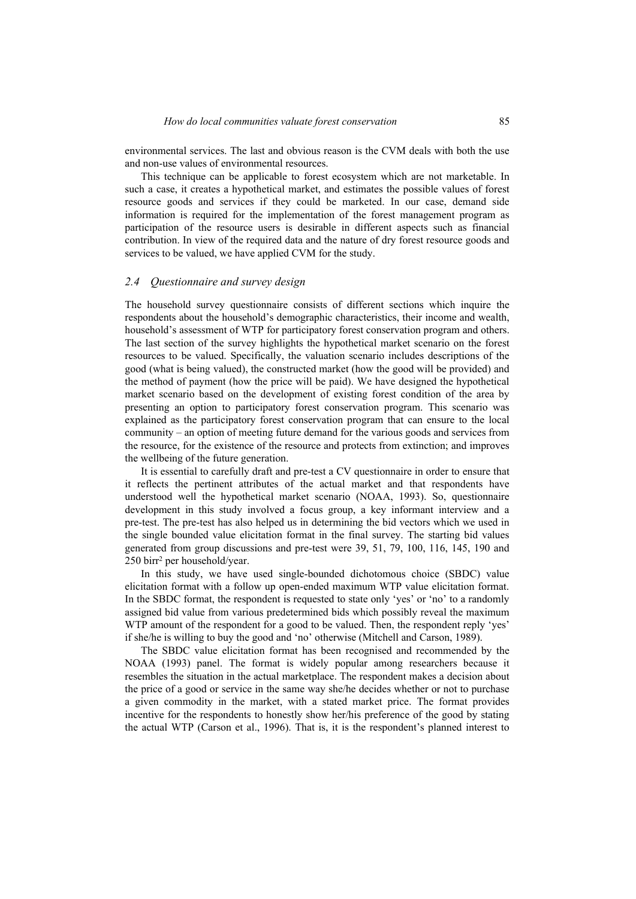environmental services. The last and obvious reason is the CVM deals with both the use and non-use values of environmental resources.

This technique can be applicable to forest ecosystem which are not marketable. In such a case, it creates a hypothetical market, and estimates the possible values of forest resource goods and services if they could be marketed. In our case, demand side information is required for the implementation of the forest management program as participation of the resource users is desirable in different aspects such as financial contribution. In view of the required data and the nature of dry forest resource goods and services to be valued, we have applied CVM for the study.

### *2.4 Questionnaire and survey design*

The household survey questionnaire consists of different sections which inquire the respondents about the household's demographic characteristics, their income and wealth, household's assessment of WTP for participatory forest conservation program and others. The last section of the survey highlights the hypothetical market scenario on the forest resources to be valued. Specifically, the valuation scenario includes descriptions of the good (what is being valued), the constructed market (how the good will be provided) and the method of payment (how the price will be paid). We have designed the hypothetical market scenario based on the development of existing forest condition of the area by presenting an option to participatory forest conservation program. This scenario was explained as the participatory forest conservation program that can ensure to the local community – an option of meeting future demand for the various goods and services from the resource, for the existence of the resource and protects from extinction; and improves the wellbeing of the future generation.

It is essential to carefully draft and pre-test a CV questionnaire in order to ensure that it reflects the pertinent attributes of the actual market and that respondents have understood well the hypothetical market scenario (NOAA, 1993). So, questionnaire development in this study involved a focus group, a key informant interview and a pre-test. The pre-test has also helped us in determining the bid vectors which we used in the single bounded value elicitation format in the final survey. The starting bid values generated from group discussions and pre-test were 39, 51, 79, 100, 116, 145, 190 and 250 birr[2] per household/year.

In this study, we have used single-bounded dichotomous choice (SBDC) value elicitation format with a follow up open-ended maximum WTP value elicitation format. In the SBDC format, the respondent is requested to state only 'yes' or 'no' to a randomly assigned bid value from various predetermined bids which possibly reveal the maximum WTP amount of the respondent for a good to be valued. Then, the respondent reply 'yes' if she/he is willing to buy the good and 'no' otherwise (Mitchell and Carson, 1989).

The SBDC value elicitation format has been recognised and recommended by the NOAA (1993) panel. The format is widely popular among researchers because it resembles the situation in the actual marketplace. The respondent makes a decision about the price of a good or service in the same way she/he decides whether or not to purchase a given commodity in the market, with a stated market price. The format provides incentive for the respondents to honestly show her/his preference of the good by stating the actual WTP (Carson et al., 1996). That is, it is the respondent's planned interest to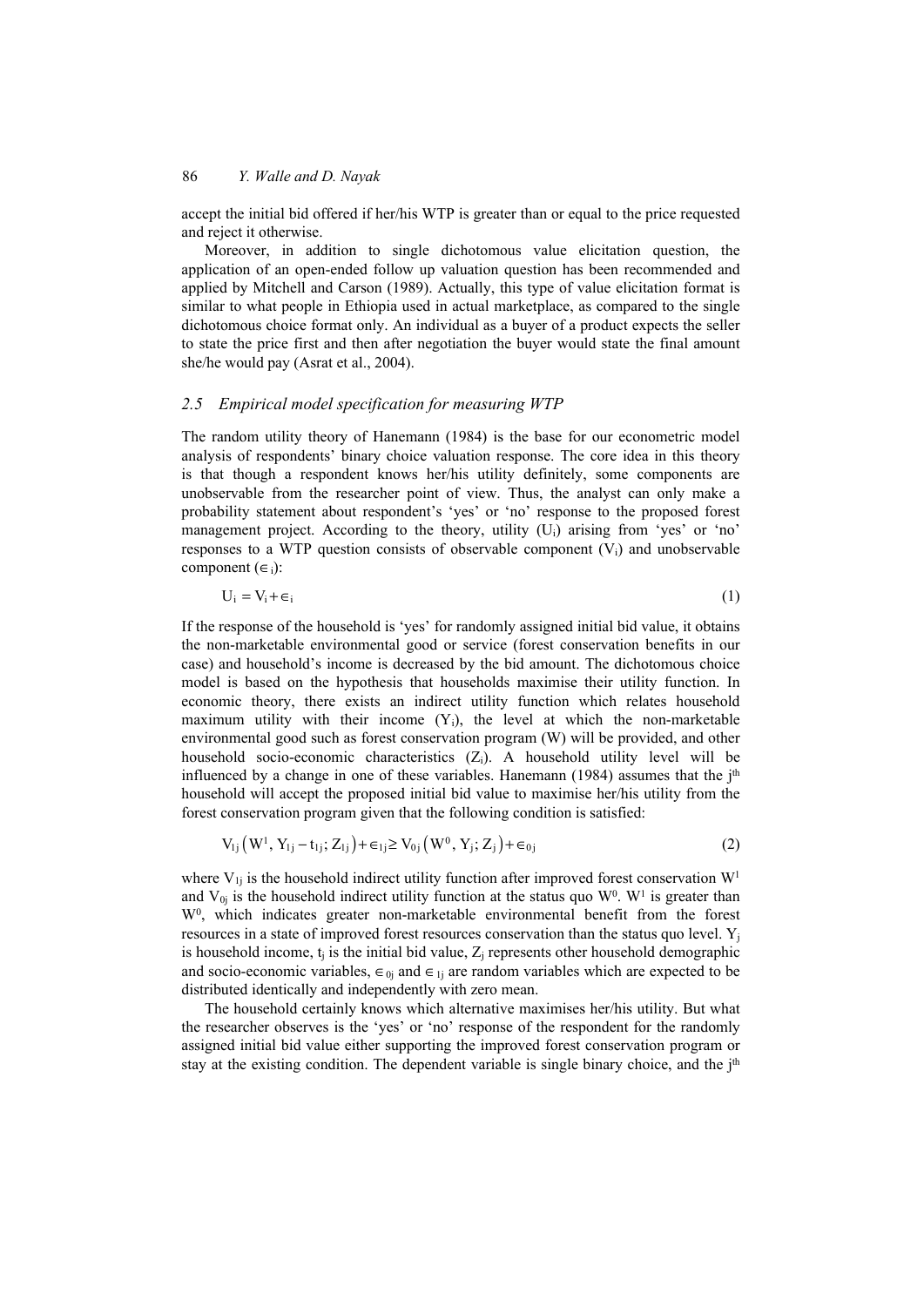accept the initial bid offered if her/his WTP is greater than or equal to the price requested and reject it otherwise.

Moreover, in addition to single dichotomous value elicitation question, the application of an open-ended follow up valuation question has been recommended and applied by Mitchell and Carson (1989). Actually, this type of value elicitation format is similar to what people in Ethiopia used in actual marketplace, as compared to the single dichotomous choice format only. An individual as a buyer of a product expects the seller to state the price first and then after negotiation the buyer would state the final amount she/he would pay (Asrat et al., 2004).

### *2.5 Empirical model specification for measuring WTP*

The random utility theory of Hanemann (1984) is the base for our econometric model analysis of respondents' binary choice valuation response. The core idea in this theory is that though a respondent knows her/his utility definitely, some components are unobservable from the researcher point of view. Thus, the analyst can only make a probability statement about respondent's 'yes' or 'no' response to the proposed forest management project. According to the theory, utility ($U_i$) arising from 'yes' or 'no' responses to a WTP question consists of observable component ($V_i$) and unobservable component ($\in_i$):

$$U_i = V_i + \in_i \tag{1}$$

If the response of the household is 'yes' for randomly assigned initial bid value, it obtains the non-marketable environmental good or service (forest conservation benefits in our case) and household's income is decreased by the bid amount. The dichotomous choice model is based on the hypothesis that households maximise their utility function. In economic theory, there exists an indirect utility function which relates household maximum utility with their income ($Y_i$), the level at which the non-marketable environmental good such as forest conservation program (W) will be provided, and other household socio-economic characteristics ($Z_i$). A household utility level will be influenced by a change in one of these variables. Hanemann (1984) assumes that the $j^{th}$ household will accept the proposed initial bid value to maximise her/his utility from the forest conservation program given that the following condition is satisfied:

$$V_{1j}\left(W^1, Y_{1j} - t_{1j}; Z_{1j}\right) + \in_{1j} \geq V_{0j}\left(W^0, Y_j; Z_j\right) + \in_{0j} \tag{2}$$

where $V_{1j}$ is the household indirect utility function after improved forest conservation $W^1$ and $V_{0j}$ is the household indirect utility function at the status quo $W^0$. $W^1$ is greater than $W^0$, which indicates greater non-marketable environmental benefit from the forest resources in a state of improved forest resources conservation than the status quo level. $Y_j$ is household income, $t_j$ is the initial bid value, $Z_j$ represents other household demographic and socio-economic variables, $\in_{0j}$ and $\in_{1j}$ are random variables which are expected to be distributed identically and independently with zero mean.

The household certainly knows which alternative maximises her/his utility. But what the researcher observes is the 'yes' or 'no' response of the respondent for the randomly assigned initial bid value either supporting the improved forest conservation program or stay at the existing condition. The dependent variable is single binary choice, and the $j^{th}$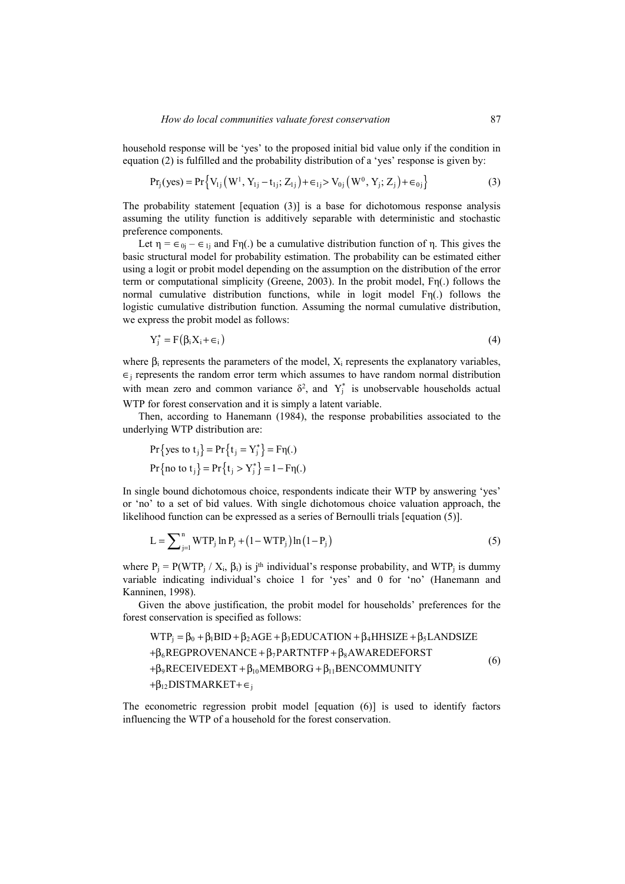household response will be 'yes' to the proposed initial bid value only if the condition in equation (2) is fulfilled and the probability distribution of a 'yes' response is given by:

$$\Pr_j(\text{yes}) = \Pr\left\{V_{1j}\left(W^1, Y_{1j} - t_{1j}; Z_{1j}\right) + \epsilon_{1j} > V_{0j}\left(W^0, Y_j; Z_j\right) + \epsilon_{0j}\right\} \tag{3}$$

The probability statement [equation (3)] is a base for dichotomous response analysis assuming the utility function is additively separable with deterministic and stochastic preference components.

Let $\eta = \epsilon_{0j} - \epsilon_{1j}$ and $F\eta(.)$ be a cumulative distribution function of $\eta$. This gives the basic structural model for probability estimation. The probability can be estimated either using a logit or probit model depending on the assumption on the distribution of the error term or computational simplicity (Greene, 2003). In the probit model, $F\eta(.)$ follows the normal cumulative distribution functions, while in logit model $F\eta(.)$ follows the logistic cumulative distribution function. Assuming the normal cumulative distribution, we express the probit model as follows:

$$Y_j^* = F\left(\beta_i X_i + \epsilon_i\right) \tag{4}$$

where $\beta_i$ represents the parameters of the model, $X_i$ represents the explanatory variables, $\epsilon_j$ represents the random error term which assumes to have random normal distribution with mean zero and common variance $\delta^2$, and $Y_j^*$ is unobservable households actual WTP for forest conservation and it is simply a latent variable.

Then, according to Hanemann (1984), the response probabilities associated to the underlying WTP distribution are:

$$\Pr\left\{\text{yes to } t_j\right\} = \Pr\left\{t_j = Y_j^*\right\} = F\eta(.)$$

$$\Pr\left\{\text{no to } t_j\right\} = \Pr\left\{t_j > Y_j^*\right\} = 1 - F\eta(.)$$

In single bound dichotomous choice, respondents indicate their WTP by answering 'yes' or 'no' to a set of bid values. With single dichotomous choice valuation approach, the likelihood function can be expressed as a series of Bernoulli trials [equation (5)].

$$L = \sum\nolimits_{j=1}^{n} WTP_j \ln P_j + \left(1 - WTP_j\right) \ln\left(1 - P_j\right) \tag{5}$$

where $P_j = P(WTP_j / X_i, \beta_i)$ is $j^{th}$ individual's response probability, and $WTP_j$ is dummy variable indicating individual's choice 1 for 'yes' and 0 for 'no' (Hanemann and Kanninen, 1998).

Given the above justification, the probit model for households' preferences for the forest conservation is specified as follows:

$$\begin{aligned}
WTP_j = {} & \beta_0 + \beta_1 BID + \beta_2 AGE + \beta_3 EDUCATION + \beta_4 HHSIZE + \beta_5 LANDSIZE \\
& + \beta_6 REGPROVENANCE + \beta_7 PARTNTFP + \beta_8 AWAREDEFORST \\
& + \beta_9 RECEIVEDEXT + \beta_{10} MEMBORG + \beta_{11} BENCOMMUNITY \\
& + \beta_{12} DISTMARKET + \epsilon_j
\end{aligned} \tag{6}$$

The econometric regression probit model [equation (6)] is used to identify factors influencing the WTP of a household for the forest conservation.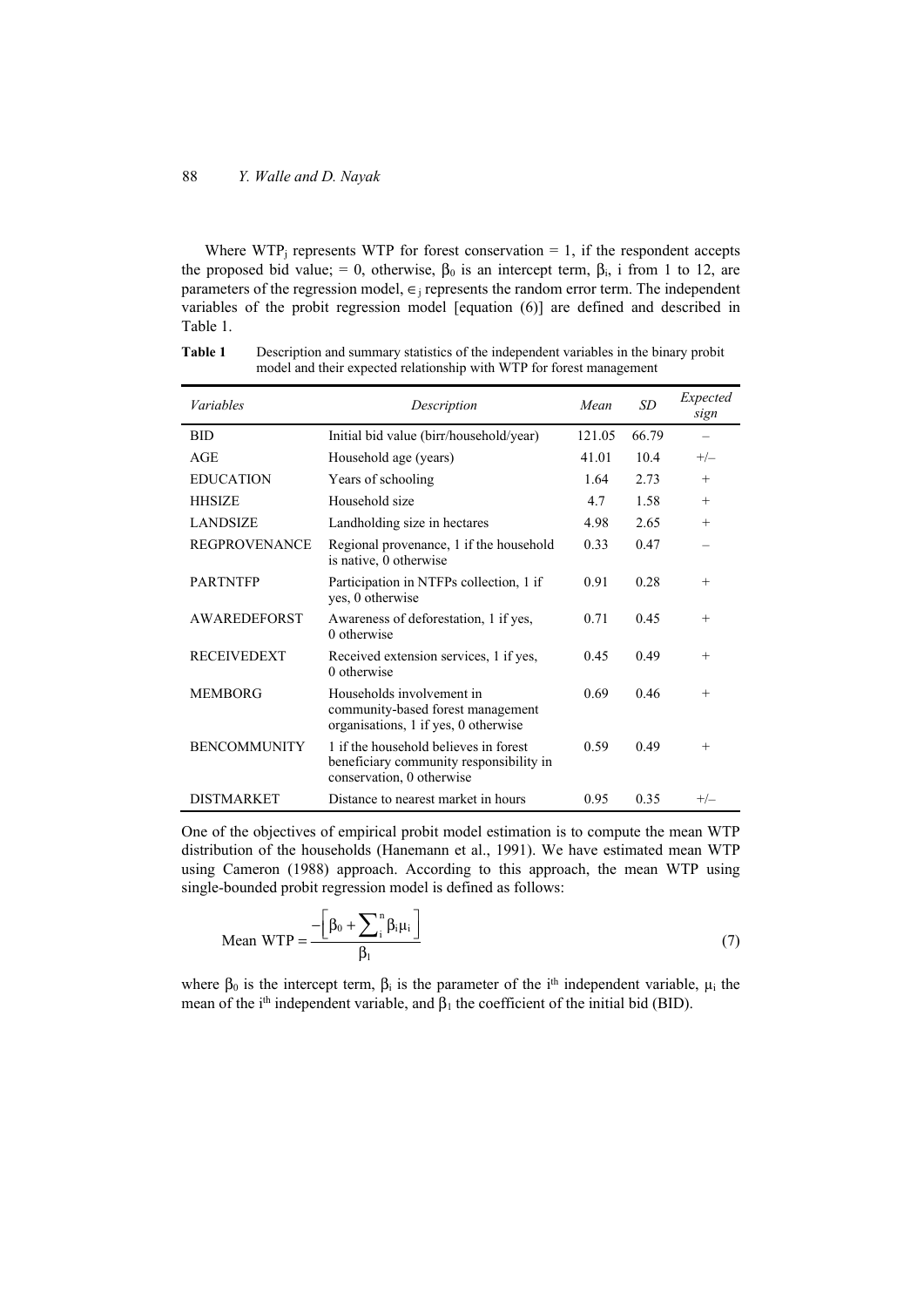Where $WTP_j$ represents WTP for forest conservation = 1, if the respondent accepts the proposed bid value; = 0, otherwise, $\beta_0$ is an intercept term, $\beta_i$, i from 1 to 12, are parameters of the regression model, $\in_j$ represents the random error term. The independent variables of the probit regression model [equation (6)] are defined and described in Table 1.

**Table 1** Description and summary statistics of the independent variables in the binary probit model and their expected relationship with WTP for forest management

| *Variables* | *Description* | *Mean* | *SD* | *Expected sign* |
|---|---|---|---|---|
| BID | Initial bid value (birr/household/year) | 121.05 | 66.79 | – |
| AGE | Household age (years) | 41.01 | 10.4 | +/– |
| EDUCATION | Years of schooling | 1.64 | 2.73 | + |
| HHSIZE | Household size | 4.7 | 1.58 | + |
| LANDSIZE | Landholding size in hectares | 4.98 | 2.65 | + |
| REGPROVENANCE | Regional provenance, 1 if the household is native, 0 otherwise | 0.33 | 0.47 | – |
| PARTNTFP | Participation in NTFPs collection, 1 if yes, 0 otherwise | 0.91 | 0.28 | + |
| AWAREDEFORST | Awareness of deforestation, 1 if yes, 0 otherwise | 0.71 | 0.45 | + |
| RECEIVEDEXT | Received extension services, 1 if yes, 0 otherwise | 0.45 | 0.49 | + |
| MEMBORG | Households involvement in community-based forest management organisations, 1 if yes, 0 otherwise | 0.69 | 0.46 | + |
| BENCOMMUNITY | 1 if the household believes in forest beneficiary community responsibility in conservation, 0 otherwise | 0.59 | 0.49 | + |
| DISTMARKET | Distance to nearest market in hours | 0.95 | 0.35 | +/– |

One of the objectives of empirical probit model estimation is to compute the mean WTP distribution of the households (Hanemann et al., 1991). We have estimated mean WTP using Cameron (1988) approach. According to this approach, the mean WTP using single-bounded probit regression model is defined as follows:

$$\text{Mean WTP} = \frac{-\left[\beta_0 + \sum_i^n \beta_i \mu_i\right]}{\beta_1} \tag{7}$$

where $\beta_0$ is the intercept term, $\beta_i$ is the parameter of the i[th] independent variable, $\mu_i$ the mean of the i[th] independent variable, and $\beta_1$ the coefficient of the initial bid (BID).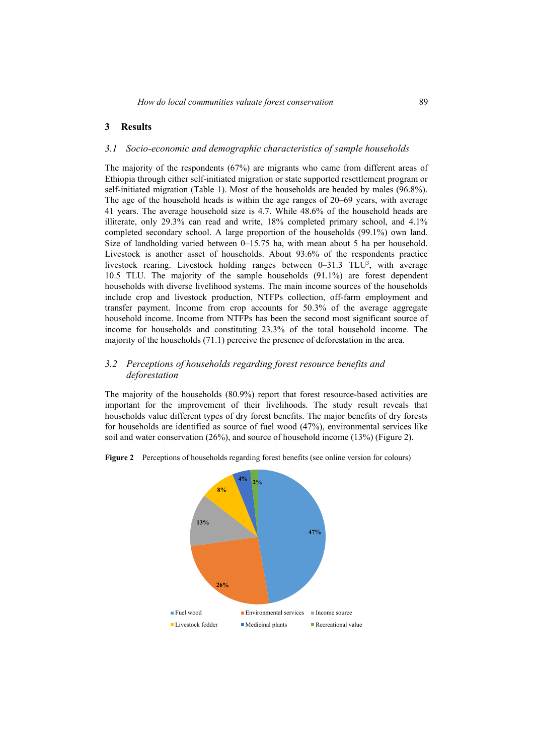## 3 Results

### 3.1 Socio-economic and demographic characteristics of sample households

The majority of the respondents (67%) are migrants who came from different areas of Ethiopia through either self-initiated migration or state supported resettlement program or self-initiated migration (Table 1). Most of the households are headed by males (96.8%). The age of the household heads is within the age ranges of 20–69 years, with average 41 years. The average household size is 4.7. While 48.6% of the household heads are illiterate, only 29.3% can read and write, 18% completed primary school, and 4.1% completed secondary school. A large proportion of the households (99.1%) own land. Size of landholding varied between 0–15.75 ha, with mean about 5 ha per household. Livestock is another asset of households. About 93.6% of the respondents practice livestock rearing. Livestock holding ranges between 0–31.3 TLU[3], with average 10.5 TLU. The majority of the sample households (91.1%) are forest dependent households with diverse livelihood systems. The main income sources of the households include crop and livestock production, NTFPs collection, off-farm employment and transfer payment. Income from crop accounts for 50.3% of the average aggregate household income. Income from NTFPs has been the second most significant source of income for households and constituting 23.3% of the total household income. The majority of the households (71.1) perceive the presence of deforestation in the area.

### 3.2 Perceptions of households regarding forest resource benefits and deforestation

The majority of the households (80.9%) report that forest resource-based activities are important for the improvement of their livelihoods. The study result reveals that households value different types of dry forest benefits. The major benefits of dry forests for households are identified as source of fuel wood (47%), environmental services like soil and water conservation (26%), and source of household income (13%) (Figure 2).

**Figure 2** Perceptions of households regarding forest benefits (see online version for colours)

47%
26%
13%
8%
4%
2%

Fuel wood
Environmental services
Income source
Livestock fodder
Medicinal plants
Recreational value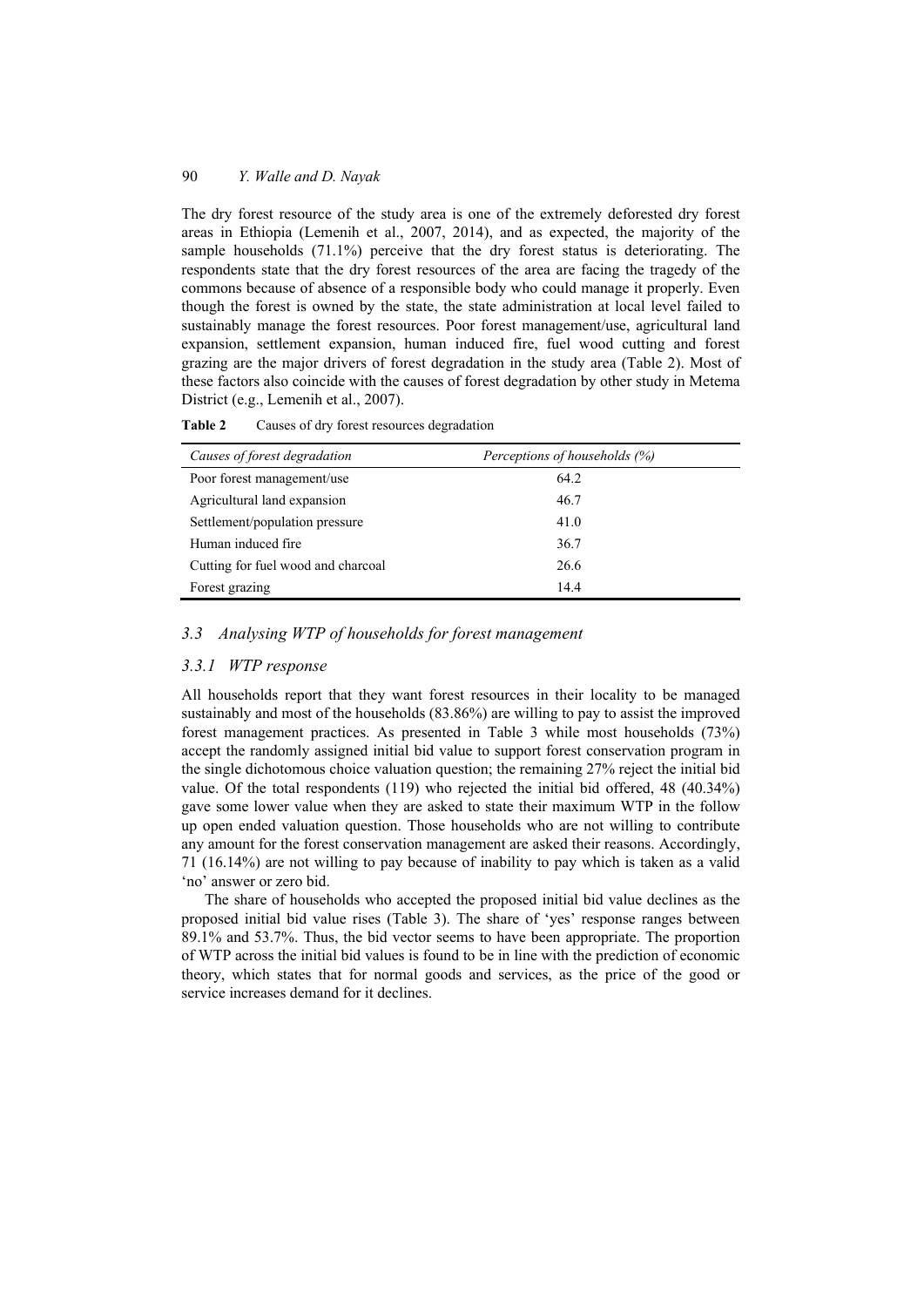The dry forest resource of the study area is one of the extremely deforested dry forest areas in Ethiopia (Lemenih et al., 2007, 2014), and as expected, the majority of the sample households (71.1%) perceive that the dry forest status is deteriorating. The respondents state that the dry forest resources of the area are facing the tragedy of the commons because of absence of a responsible body who could manage it properly. Even though the forest is owned by the state, the state administration at local level failed to sustainably manage the forest resources. Poor forest management/use, agricultural land expansion, settlement expansion, human induced fire, fuel wood cutting and forest grazing are the major drivers of forest degradation in the study area (Table 2). Most of these factors also coincide with the causes of forest degradation by other study in Metema District (e.g., Lemenih et al., 2007).

**Table 2** Causes of dry forest resources degradation

| *Causes of forest degradation* | *Perceptions of households (%)* |
|---|---|
| Poor forest management/use | 64.2 |
| Agricultural land expansion | 46.7 |
| Settlement/population pressure | 41.0 |
| Human induced fire | 36.7 |
| Cutting for fuel wood and charcoal | 26.6 |
| Forest grazing | 14.4 |

### *3.3 Analysing WTP of households for forest management*

#### *3.3.1 WTP response*

All households report that they want forest resources in their locality to be managed sustainably and most of the households (83.86%) are willing to pay to assist the improved forest management practices. As presented in Table 3 while most households (73%) accept the randomly assigned initial bid value to support forest conservation program in the single dichotomous choice valuation question; the remaining 27% reject the initial bid value. Of the total respondents (119) who rejected the initial bid offered, 48 (40.34%) gave some lower value when they are asked to state their maximum WTP in the follow up open ended valuation question. Those households who are not willing to contribute any amount for the forest conservation management are asked their reasons. Accordingly, 71 (16.14%) are not willing to pay because of inability to pay which is taken as a valid 'no' answer or zero bid.

The share of households who accepted the proposed initial bid value declines as the proposed initial bid value rises (Table 3). The share of 'yes' response ranges between 89.1% and 53.7%. Thus, the bid vector seems to have been appropriate. The proportion of WTP across the initial bid values is found to be in line with the prediction of economic theory, which states that for normal goods and services, as the price of the good or service increases demand for it declines.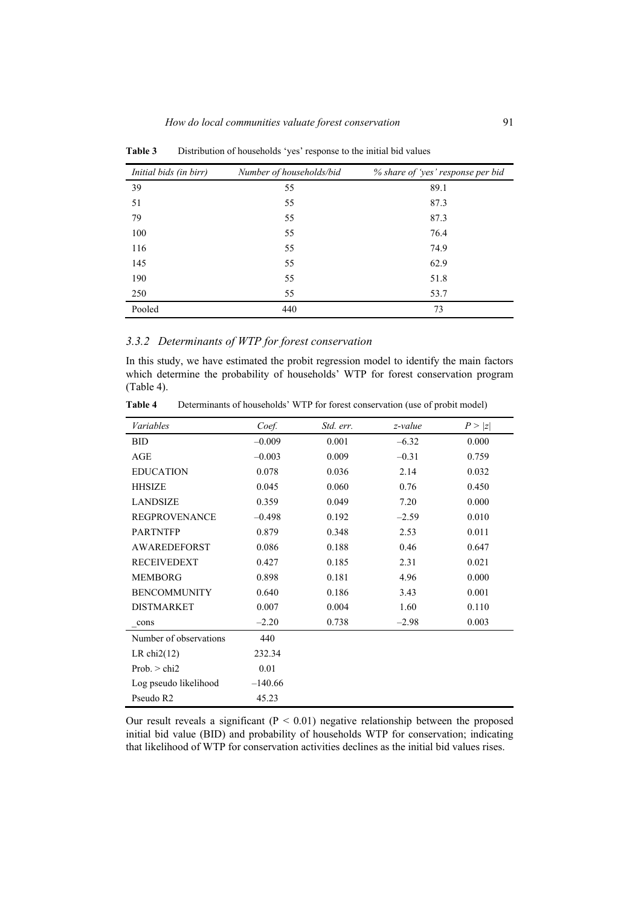**Table 3** Distribution of households 'yes' response to the initial bid values

| *Initial bids (in birr)* | *Number of households/bid* | *% share of 'yes' response per bid* |
|---|---|---|
| 39 | 55 | 89.1 |
| 51 | 55 | 87.3 |
| 79 | 55 | 87.3 |
| 100 | 55 | 76.4 |
| 116 | 55 | 74.9 |
| 145 | 55 | 62.9 |
| 190 | 55 | 51.8 |
| 250 | 55 | 53.7 |
| Pooled | 440 | 73 |

### *3.3.2 Determinants of WTP for forest conservation*

In this study, we have estimated the probit regression model to identify the main factors which determine the probability of households' WTP for forest conservation program (Table 4).

**Table 4** Determinants of households' WTP for forest conservation (use of probit model)

| *Variables* | *Coef.* | *Std. err.* | *z-value* | $P > \|z\|$ |
|---|---|---|---|---|
| BID | –0.009 | 0.001 | –6.32 | 0.000 |
| AGE | –0.003 | 0.009 | –0.31 | 0.759 |
| EDUCATION | 0.078 | 0.036 | 2.14 | 0.032 |
| HHSIZE | 0.045 | 0.060 | 0.76 | 0.450 |
| LANDSIZE | 0.359 | 0.049 | 7.20 | 0.000 |
| REGPROVENANCE | –0.498 | 0.192 | –2.59 | 0.010 |
| PARTNTFP | 0.879 | 0.348 | 2.53 | 0.011 |
| AWAREDEFORST | 0.086 | 0.188 | 0.46 | 0.647 |
| RECEIVEDEXT | 0.427 | 0.185 | 2.31 | 0.021 |
| MEMBORG | 0.898 | 0.181 | 4.96 | 0.000 |
| BENCOMMUNITY | 0.640 | 0.186 | 3.43 | 0.001 |
| DISTMARKET | 0.007 | 0.004 | 1.60 | 0.110 |
| _cons | –2.20 | 0.738 | –2.98 | 0.003 |
| Number of observations | 440 | | | |
| LR chi2(12) | 232.34 | | | |
| Prob. > chi2 | 0.01 | | | |
| Log pseudo likelihood | –140.66 | | | |
| Pseudo R2 | 45.23 | | | |

Our result reveals a significant ($P < 0.01$) negative relationship between the proposed initial bid value (BID) and probability of households WTP for conservation; indicating that likelihood of WTP for conservation activities declines as the initial bid values rises.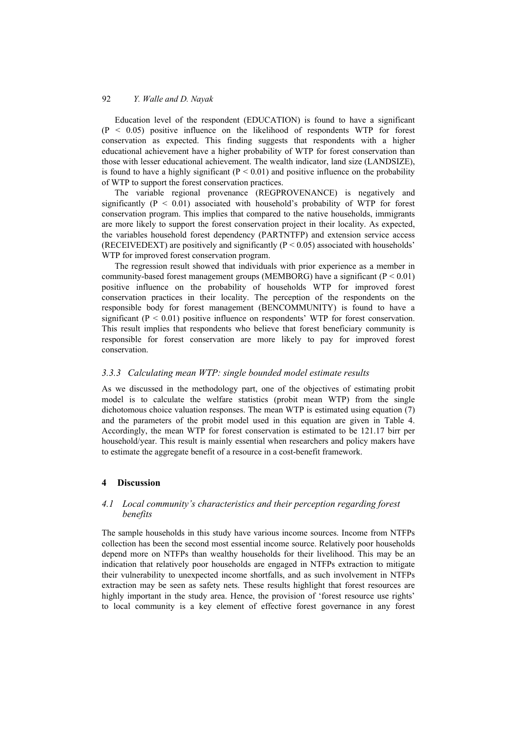Education level of the respondent (EDUCATION) is found to have a significant ($P < 0.05$) positive influence on the likelihood of respondents WTP for forest conservation as expected. This finding suggests that respondents with a higher educational achievement have a higher probability of WTP for forest conservation than those with lesser educational achievement. The wealth indicator, land size (LANDSIZE), is found to have a highly significant ($P < 0.01$) and positive influence on the probability of WTP to support the forest conservation practices.

The variable regional provenance (REGPROVENANCE) is negatively and significantly ($P < 0.01$) associated with household's probability of WTP for forest conservation program. This implies that compared to the native households, immigrants are more likely to support the forest conservation project in their locality. As expected, the variables household forest dependency (PARTNTFP) and extension service access (RECEIVEDEXT) are positively and significantly ($P < 0.05$) associated with households' WTP for improved forest conservation program.

The regression result showed that individuals with prior experience as a member in community-based forest management groups (MEMBORG) have a significant ($P < 0.01$) positive influence on the probability of households WTP for improved forest conservation practices in their locality. The perception of the respondents on the responsible body for forest management (BENCOMMUNITY) is found to have a significant ($P < 0.01$) positive influence on respondents' WTP for forest conservation. This result implies that respondents who believe that forest beneficiary community is responsible for forest conservation are more likely to pay for improved forest conservation.

### 3.3.3 Calculating mean WTP: single bounded model estimate results

As we discussed in the methodology part, one of the objectives of estimating probit model is to calculate the welfare statistics (probit mean WTP) from the single dichotomous choice valuation responses. The mean WTP is estimated using equation (7) and the parameters of the probit model used in this equation are given in Table 4. Accordingly, the mean WTP for forest conservation is estimated to be 121.17 birr per household/year. This result is mainly essential when researchers and policy makers have to estimate the aggregate benefit of a resource in a cost-benefit framework.

## 4 Discussion

### 4.1 Local community's characteristics and their perception regarding forest benefits

The sample households in this study have various income sources. Income from NTFPs collection has been the second most essential income source. Relatively poor households depend more on NTFPs than wealthy households for their livelihood. This may be an indication that relatively poor households are engaged in NTFPs extraction to mitigate their vulnerability to unexpected income shortfalls, and as such involvement in NTFPs extraction may be seen as safety nets. These results highlight that forest resources are highly important in the study area. Hence, the provision of 'forest resource use rights' to local community is a key element of effective forest governance in any forest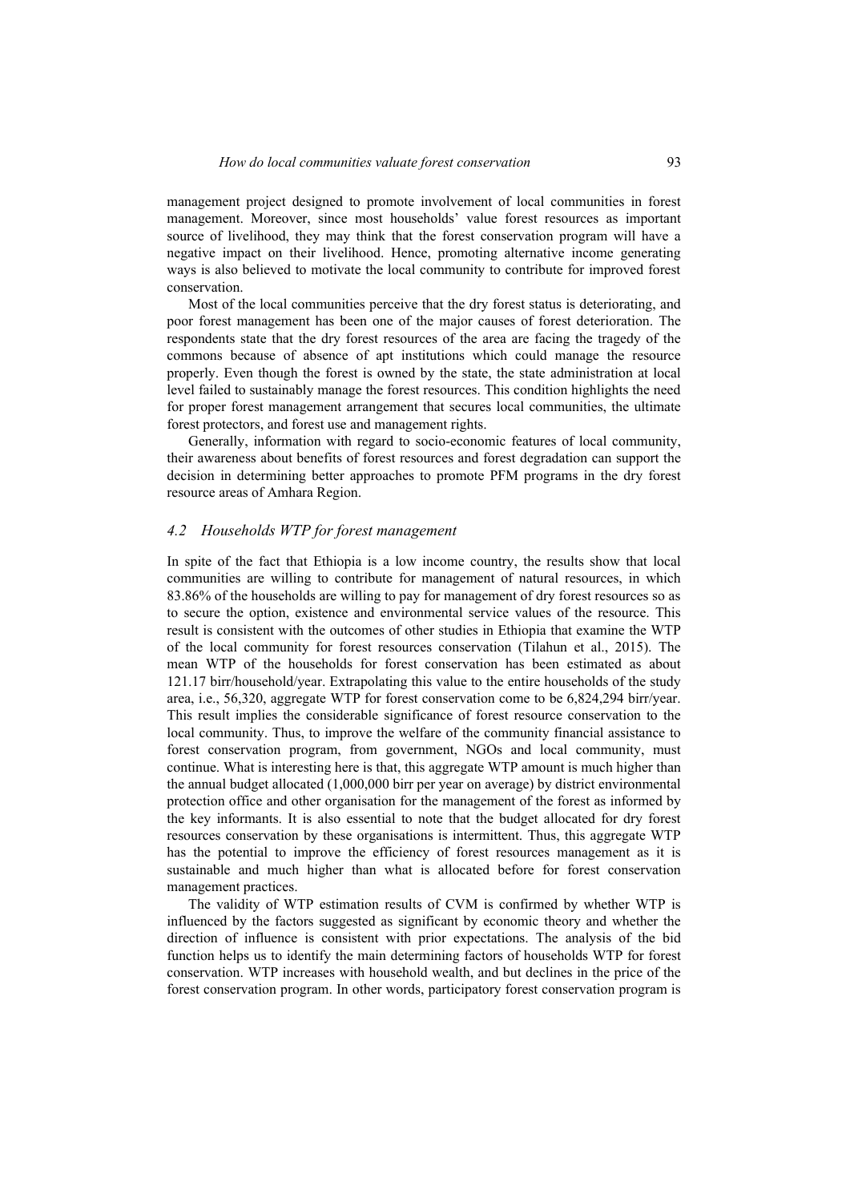management project designed to promote involvement of local communities in forest management. Moreover, since most households' value forest resources as important source of livelihood, they may think that the forest conservation program will have a negative impact on their livelihood. Hence, promoting alternative income generating ways is also believed to motivate the local community to contribute for improved forest conservation.

Most of the local communities perceive that the dry forest status is deteriorating, and poor forest management has been one of the major causes of forest deterioration. The respondents state that the dry forest resources of the area are facing the tragedy of the commons because of absence of apt institutions which could manage the resource properly. Even though the forest is owned by the state, the state administration at local level failed to sustainably manage the forest resources. This condition highlights the need for proper forest management arrangement that secures local communities, the ultimate forest protectors, and forest use and management rights.

Generally, information with regard to socio-economic features of local community, their awareness about benefits of forest resources and forest degradation can support the decision in determining better approaches to promote PFM programs in the dry forest resource areas of Amhara Region.

## *4.2 Households WTP for forest management*

In spite of the fact that Ethiopia is a low income country, the results show that local communities are willing to contribute for management of natural resources, in which 83.86% of the households are willing to pay for management of dry forest resources so as to secure the option, existence and environmental service values of the resource. This result is consistent with the outcomes of other studies in Ethiopia that examine the WTP of the local community for forest resources conservation (Tilahun et al., 2015). The mean WTP of the households for forest conservation has been estimated as about 121.17 birr/household/year. Extrapolating this value to the entire households of the study area, i.e., 56,320, aggregate WTP for forest conservation come to be 6,824,294 birr/year. This result implies the considerable significance of forest resource conservation to the local community. Thus, to improve the welfare of the community financial assistance to forest conservation program, from government, NGOs and local community, must continue. What is interesting here is that, this aggregate WTP amount is much higher than the annual budget allocated (1,000,000 birr per year on average) by district environmental protection office and other organisation for the management of the forest as informed by the key informants. It is also essential to note that the budget allocated for dry forest resources conservation by these organisations is intermittent. Thus, this aggregate WTP has the potential to improve the efficiency of forest resources management as it is sustainable and much higher than what is allocated before for forest conservation management practices.

The validity of WTP estimation results of CVM is confirmed by whether WTP is influenced by the factors suggested as significant by economic theory and whether the direction of influence is consistent with prior expectations. The analysis of the bid function helps us to identify the main determining factors of households WTP for forest conservation. WTP increases with household wealth, and but declines in the price of the forest conservation program. In other words, participatory forest conservation program is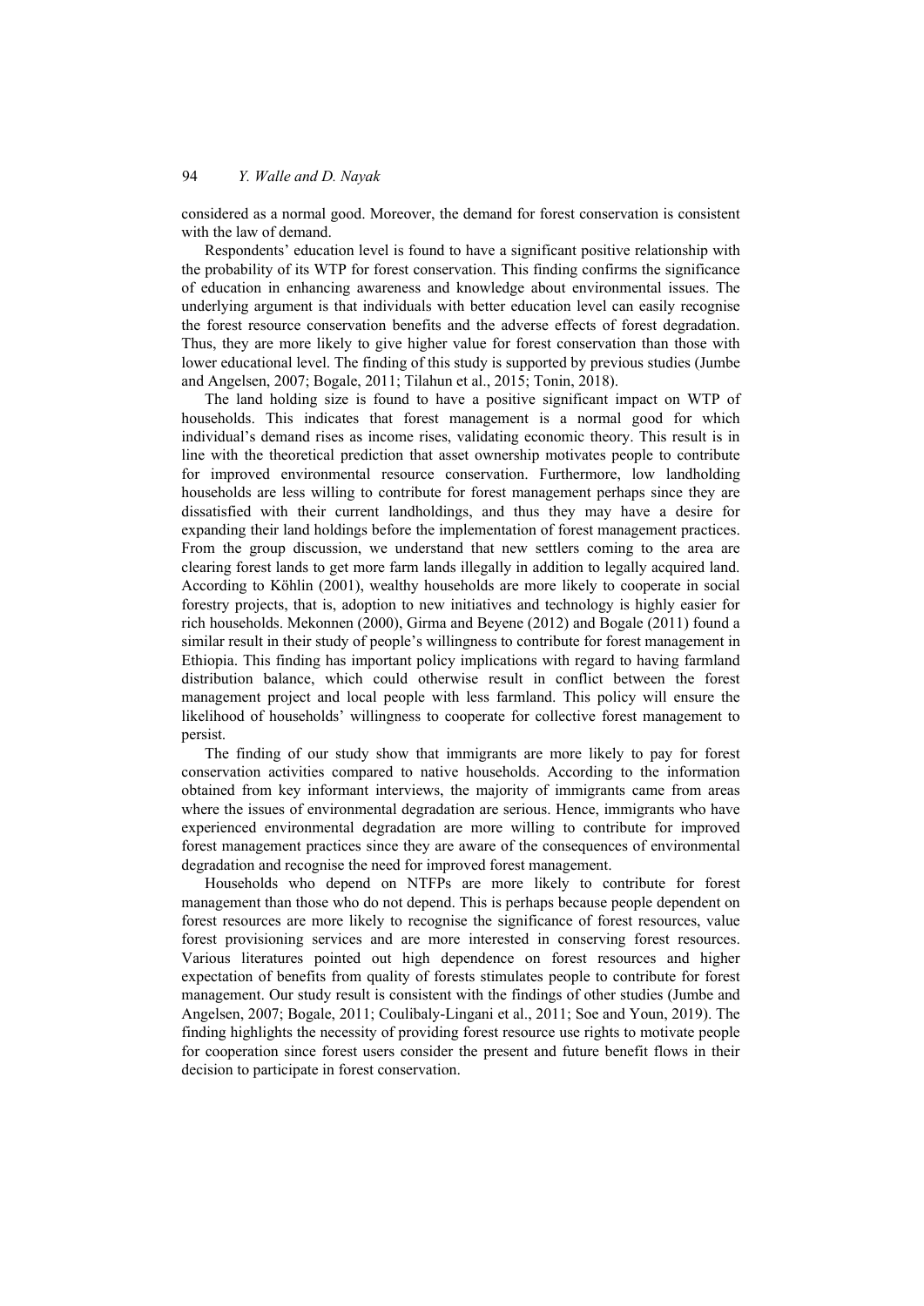considered as a normal good. Moreover, the demand for forest conservation is consistent with the law of demand.

Respondents' education level is found to have a significant positive relationship with the probability of its WTP for forest conservation. This finding confirms the significance of education in enhancing awareness and knowledge about environmental issues. The underlying argument is that individuals with better education level can easily recognise the forest resource conservation benefits and the adverse effects of forest degradation. Thus, they are more likely to give higher value for forest conservation than those with lower educational level. The finding of this study is supported by previous studies (Jumbe and Angelsen, 2007; Bogale, 2011; Tilahun et al., 2015; Tonin, 2018).

The land holding size is found to have a positive significant impact on WTP of households. This indicates that forest management is a normal good for which individual's demand rises as income rises, validating economic theory. This result is in line with the theoretical prediction that asset ownership motivates people to contribute for improved environmental resource conservation. Furthermore, low landholding households are less willing to contribute for forest management perhaps since they are dissatisfied with their current landholdings, and thus they may have a desire for expanding their land holdings before the implementation of forest management practices. From the group discussion, we understand that new settlers coming to the area are clearing forest lands to get more farm lands illegally in addition to legally acquired land. According to Köhlin (2001), wealthy households are more likely to cooperate in social forestry projects, that is, adoption to new initiatives and technology is highly easier for rich households. Mekonnen (2000), Girma and Beyene (2012) and Bogale (2011) found a similar result in their study of people's willingness to contribute for forest management in Ethiopia. This finding has important policy implications with regard to having farmland distribution balance, which could otherwise result in conflict between the forest management project and local people with less farmland. This policy will ensure the likelihood of households' willingness to cooperate for collective forest management to persist.

The finding of our study show that immigrants are more likely to pay for forest conservation activities compared to native households. According to the information obtained from key informant interviews, the majority of immigrants came from areas where the issues of environmental degradation are serious. Hence, immigrants who have experienced environmental degradation are more willing to contribute for improved forest management practices since they are aware of the consequences of environmental degradation and recognise the need for improved forest management.

Households who depend on NTFPs are more likely to contribute for forest management than those who do not depend. This is perhaps because people dependent on forest resources are more likely to recognise the significance of forest resources, value forest provisioning services and are more interested in conserving forest resources. Various literatures pointed out high dependence on forest resources and higher expectation of benefits from quality of forests stimulates people to contribute for forest management. Our study result is consistent with the findings of other studies (Jumbe and Angelsen, 2007; Bogale, 2011; Coulibaly-Lingani et al., 2011; Soe and Youn, 2019). The finding highlights the necessity of providing forest resource use rights to motivate people for cooperation since forest users consider the present and future benefit flows in their decision to participate in forest conservation.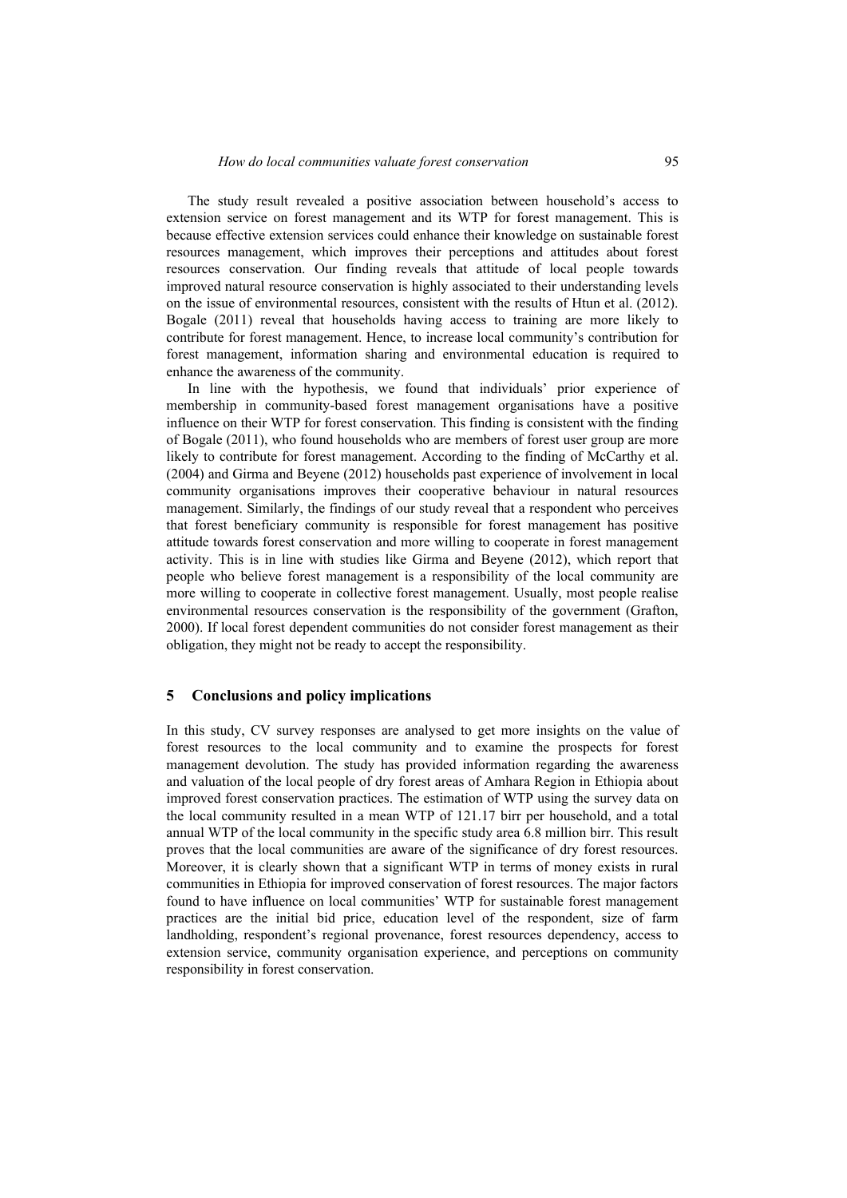The study result revealed a positive association between household's access to extension service on forest management and its WTP for forest management. This is because effective extension services could enhance their knowledge on sustainable forest resources management, which improves their perceptions and attitudes about forest resources conservation. Our finding reveals that attitude of local people towards improved natural resource conservation is highly associated to their understanding levels on the issue of environmental resources, consistent with the results of Htun et al. (2012). Bogale (2011) reveal that households having access to training are more likely to contribute for forest management. Hence, to increase local community's contribution for forest management, information sharing and environmental education is required to enhance the awareness of the community.

In line with the hypothesis, we found that individuals' prior experience of membership in community-based forest management organisations have a positive influence on their WTP for forest conservation. This finding is consistent with the finding of Bogale (2011), who found households who are members of forest user group are more likely to contribute for forest management. According to the finding of McCarthy et al. (2004) and Girma and Beyene (2012) households past experience of involvement in local community organisations improves their cooperative behaviour in natural resources management. Similarly, the findings of our study reveal that a respondent who perceives that forest beneficiary community is responsible for forest management has positive attitude towards forest conservation and more willing to cooperate in forest management activity. This is in line with studies like Girma and Beyene (2012), which report that people who believe forest management is a responsibility of the local community are more willing to cooperate in collective forest management. Usually, most people realise environmental resources conservation is the responsibility of the government (Grafton, 2000). If local forest dependent communities do not consider forest management as their obligation, they might not be ready to accept the responsibility.

## 5 Conclusions and policy implications

In this study, CV survey responses are analysed to get more insights on the value of forest resources to the local community and to examine the prospects for forest management devolution. The study has provided information regarding the awareness and valuation of the local people of dry forest areas of Amhara Region in Ethiopia about improved forest conservation practices. The estimation of WTP using the survey data on the local community resulted in a mean WTP of 121.17 birr per household, and a total annual WTP of the local community in the specific study area 6.8 million birr. This result proves that the local communities are aware of the significance of dry forest resources. Moreover, it is clearly shown that a significant WTP in terms of money exists in rural communities in Ethiopia for improved conservation of forest resources. The major factors found to have influence on local communities' WTP for sustainable forest management practices are the initial bid price, education level of the respondent, size of farm landholding, respondent's regional provenance, forest resources dependency, access to extension service, community organisation experience, and perceptions on community responsibility in forest conservation.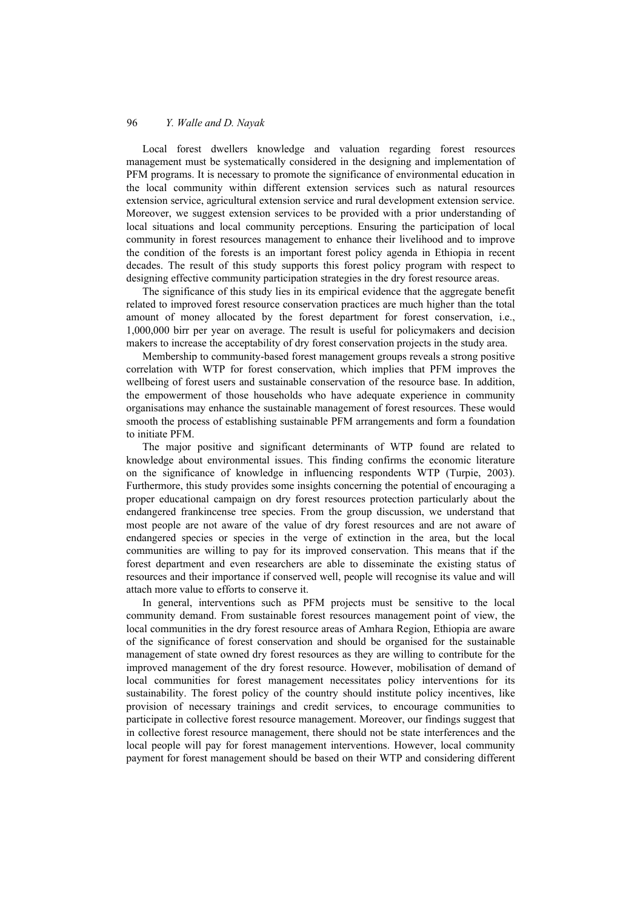Local forest dwellers knowledge and valuation regarding forest resources management must be systematically considered in the designing and implementation of PFM programs. It is necessary to promote the significance of environmental education in the local community within different extension services such as natural resources extension service, agricultural extension service and rural development extension service. Moreover, we suggest extension services to be provided with a prior understanding of local situations and local community perceptions. Ensuring the participation of local community in forest resources management to enhance their livelihood and to improve the condition of the forests is an important forest policy agenda in Ethiopia in recent decades. The result of this study supports this forest policy program with respect to designing effective community participation strategies in the dry forest resource areas.

The significance of this study lies in its empirical evidence that the aggregate benefit related to improved forest resource conservation practices are much higher than the total amount of money allocated by the forest department for forest conservation, i.e., 1,000,000 birr per year on average. The result is useful for policymakers and decision makers to increase the acceptability of dry forest conservation projects in the study area.

Membership to community-based forest management groups reveals a strong positive correlation with WTP for forest conservation, which implies that PFM improves the wellbeing of forest users and sustainable conservation of the resource base. In addition, the empowerment of those households who have adequate experience in community organisations may enhance the sustainable management of forest resources. These would smooth the process of establishing sustainable PFM arrangements and form a foundation to initiate PFM.

The major positive and significant determinants of WTP found are related to knowledge about environmental issues. This finding confirms the economic literature on the significance of knowledge in influencing respondents WTP (Turpie, 2003). Furthermore, this study provides some insights concerning the potential of encouraging a proper educational campaign on dry forest resources protection particularly about the endangered frankincense tree species. From the group discussion, we understand that most people are not aware of the value of dry forest resources and are not aware of endangered species or species in the verge of extinction in the area, but the local communities are willing to pay for its improved conservation. This means that if the forest department and even researchers are able to disseminate the existing status of resources and their importance if conserved well, people will recognise its value and will attach more value to efforts to conserve it.

In general, interventions such as PFM projects must be sensitive to the local community demand. From sustainable forest resources management point of view, the local communities in the dry forest resource areas of Amhara Region, Ethiopia are aware of the significance of forest conservation and should be organised for the sustainable management of state owned dry forest resources as they are willing to contribute for the improved management of the dry forest resource. However, mobilisation of demand of local communities for forest management necessitates policy interventions for its sustainability. The forest policy of the country should institute policy incentives, like provision of necessary trainings and credit services, to encourage communities to participate in collective forest resource management. Moreover, our findings suggest that in collective forest resource management, there should not be state interferences and the local people will pay for forest management interventions. However, local community payment for forest management should be based on their WTP and considering different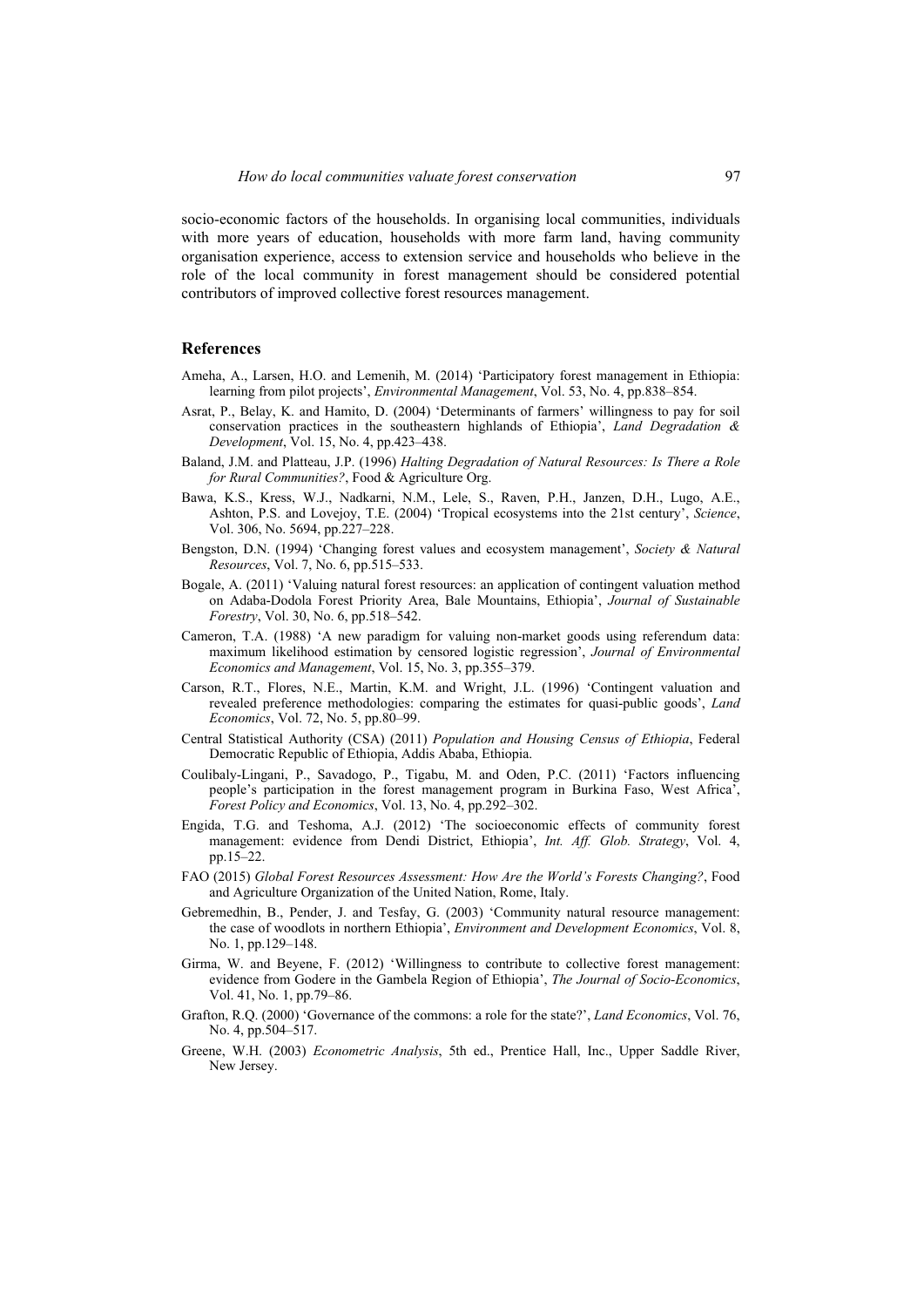socio-economic factors of the households. In organising local communities, individuals with more years of education, households with more farm land, having community organisation experience, access to extension service and households who believe in the role of the local community in forest management should be considered potential contributors of improved collective forest resources management.

## References

Ameha, A., Larsen, H.O. and Lemenih, M. (2014) 'Participatory forest management in Ethiopia: learning from pilot projects', *Environmental Management*, Vol. 53, No. 4, pp.838–854.

Asrat, P., Belay, K. and Hamito, D. (2004) 'Determinants of farmers' willingness to pay for soil conservation practices in the southeastern highlands of Ethiopia', *Land Degradation & Development*, Vol. 15, No. 4, pp.423–438.

Baland, J.M. and Platteau, J.P. (1996) *Halting Degradation of Natural Resources: Is There a Role for Rural Communities?*, Food & Agriculture Org.

Bawa, K.S., Kress, W.J., Nadkarni, N.M., Lele, S., Raven, P.H., Janzen, D.H., Lugo, A.E., Ashton, P.S. and Lovejoy, T.E. (2004) 'Tropical ecosystems into the 21st century', *Science*, Vol. 306, No. 5694, pp.227–228.

Bengston, D.N. (1994) 'Changing forest values and ecosystem management', *Society & Natural Resources*, Vol. 7, No. 6, pp.515–533.

Bogale, A. (2011) 'Valuing natural forest resources: an application of contingent valuation method on Adaba-Dodola Forest Priority Area, Bale Mountains, Ethiopia', *Journal of Sustainable Forestry*, Vol. 30, No. 6, pp.518–542.

Cameron, T.A. (1988) 'A new paradigm for valuing non-market goods using referendum data: maximum likelihood estimation by censored logistic regression', *Journal of Environmental Economics and Management*, Vol. 15, No. 3, pp.355–379.

Carson, R.T., Flores, N.E., Martin, K.M. and Wright, J.L. (1996) 'Contingent valuation and revealed preference methodologies: comparing the estimates for quasi-public goods', *Land Economics*, Vol. 72, No. 5, pp.80–99.

Central Statistical Authority (CSA) (2011) *Population and Housing Census of Ethiopia*, Federal Democratic Republic of Ethiopia, Addis Ababa, Ethiopia.

Coulibaly-Lingani, P., Savadogo, P., Tigabu, M. and Oden, P.C. (2011) 'Factors influencing people's participation in the forest management program in Burkina Faso, West Africa', *Forest Policy and Economics*, Vol. 13, No. 4, pp.292–302.

Engida, T.G. and Teshoma, A.J. (2012) 'The socioeconomic effects of community forest management: evidence from Dendi District, Ethiopia', *Int. Aff. Glob. Strategy*, Vol. 4, pp.15–22.

FAO (2015) *Global Forest Resources Assessment: How Are the World's Forests Changing?*, Food and Agriculture Organization of the United Nation, Rome, Italy.

Gebremedhin, B., Pender, J. and Tesfay, G. (2003) 'Community natural resource management: the case of woodlots in northern Ethiopia', *Environment and Development Economics*, Vol. 8, No. 1, pp.129–148.

Girma, W. and Beyene, F. (2012) 'Willingness to contribute to collective forest management: evidence from Godere in the Gambela Region of Ethiopia', *The Journal of Socio-Economics*, Vol. 41, No. 1, pp.79–86.

Grafton, R.Q. (2000) 'Governance of the commons: a role for the state?', *Land Economics*, Vol. 76, No. 4, pp.504–517.

Greene, W.H. (2003) *Econometric Analysis*, 5th ed., Prentice Hall, Inc., Upper Saddle River, New Jersey.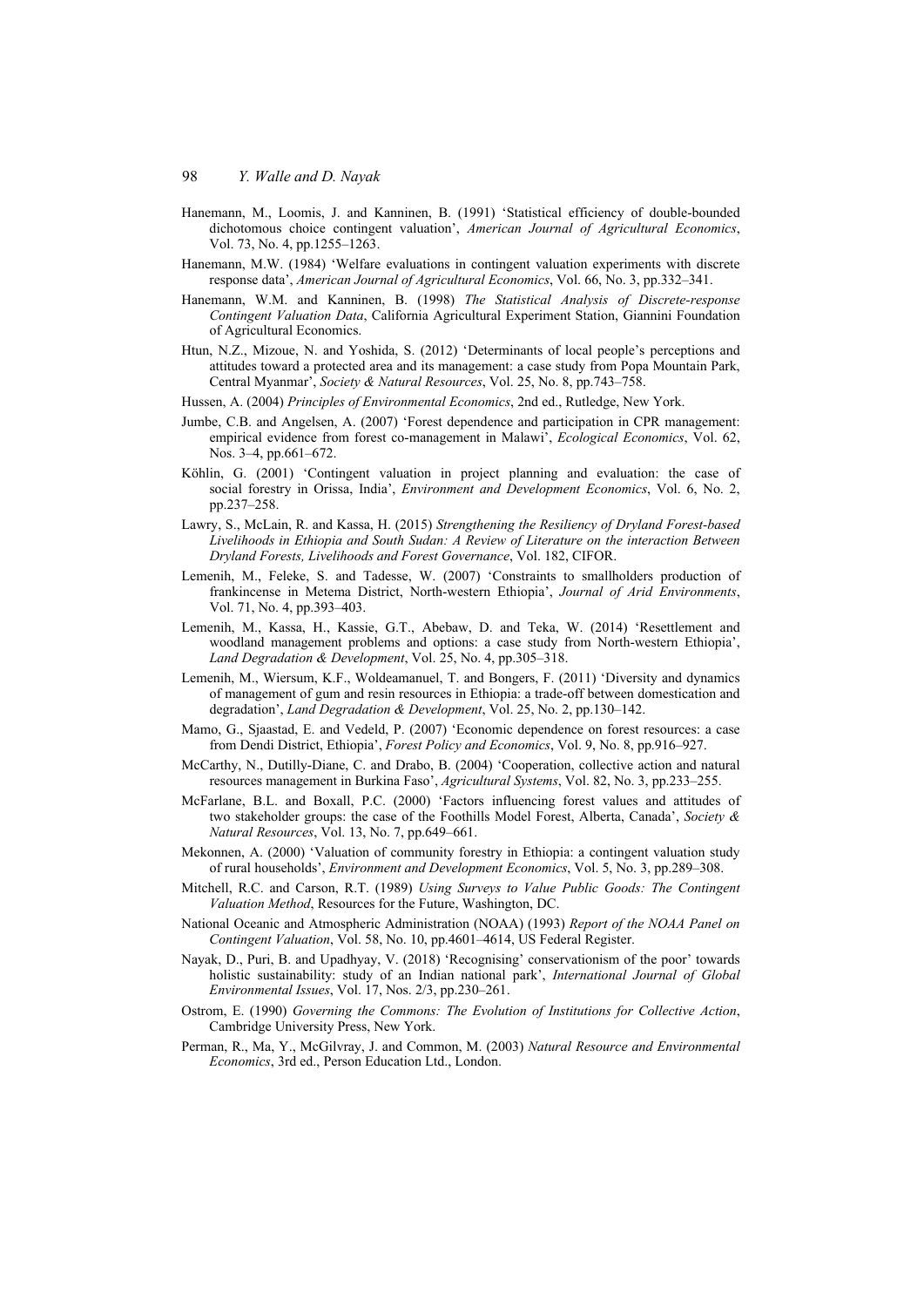Hanemann, M., Loomis, J. and Kanninen, B. (1991) 'Statistical efficiency of double-bounded dichotomous choice contingent valuation', *American Journal of Agricultural Economics*, Vol. 73, No. 4, pp.1255–1263.

Hanemann, M.W. (1984) 'Welfare evaluations in contingent valuation experiments with discrete response data', *American Journal of Agricultural Economics*, Vol. 66, No. 3, pp.332–341.

Hanemann, W.M. and Kanninen, B. (1998) *The Statistical Analysis of Discrete-response Contingent Valuation Data*, California Agricultural Experiment Station, Giannini Foundation of Agricultural Economics.

Htun, N.Z., Mizoue, N. and Yoshida, S. (2012) 'Determinants of local people's perceptions and attitudes toward a protected area and its management: a case study from Popa Mountain Park, Central Myanmar', *Society & Natural Resources*, Vol. 25, No. 8, pp.743–758.

Hussen, A. (2004) *Principles of Environmental Economics*, 2nd ed., Rutledge, New York.

Jumbe, C.B. and Angelsen, A. (2007) 'Forest dependence and participation in CPR management: empirical evidence from forest co-management in Malawi', *Ecological Economics*, Vol. 62, Nos. 3–4, pp.661–672.

Köhlin, G. (2001) 'Contingent valuation in project planning and evaluation: the case of social forestry in Orissa, India', *Environment and Development Economics*, Vol. 6, No. 2, pp.237–258.

Lawry, S., McLain, R. and Kassa, H. (2015) *Strengthening the Resiliency of Dryland Forest-based Livelihoods in Ethiopia and South Sudan: A Review of Literature on the interaction Between Dryland Forests, Livelihoods and Forest Governance*, Vol. 182, CIFOR.

Lemenih, M., Feleke, S. and Tadesse, W. (2007) 'Constraints to smallholders production of frankincense in Metema District, North-western Ethiopia', *Journal of Arid Environments*, Vol. 71, No. 4, pp.393–403.

Lemenih, M., Kassa, H., Kassie, G.T., Abebaw, D. and Teka, W. (2014) 'Resettlement and woodland management problems and options: a case study from North-western Ethiopia', *Land Degradation & Development*, Vol. 25, No. 4, pp.305–318.

Lemenih, M., Wiersum, K.F., Woldeamanuel, T. and Bongers, F. (2011) 'Diversity and dynamics of management of gum and resin resources in Ethiopia: a trade-off between domestication and degradation', *Land Degradation & Development*, Vol. 25, No. 2, pp.130–142.

Mamo, G., Sjaastad, E. and Vedeld, P. (2007) 'Economic dependence on forest resources: a case from Dendi District, Ethiopia', *Forest Policy and Economics*, Vol. 9, No. 8, pp.916–927.

McCarthy, N., Dutilly-Diane, C. and Drabo, B. (2004) 'Cooperation, collective action and natural resources management in Burkina Faso', *Agricultural Systems*, Vol. 82, No. 3, pp.233–255.

McFarlane, B.L. and Boxall, P.C. (2000) 'Factors influencing forest values and attitudes of two stakeholder groups: the case of the Foothills Model Forest, Alberta, Canada', *Society & Natural Resources*, Vol. 13, No. 7, pp.649–661.

Mekonnen, A. (2000) 'Valuation of community forestry in Ethiopia: a contingent valuation study of rural households', *Environment and Development Economics*, Vol. 5, No. 3, pp.289–308.

Mitchell, R.C. and Carson, R.T. (1989) *Using Surveys to Value Public Goods: The Contingent Valuation Method*, Resources for the Future, Washington, DC.

National Oceanic and Atmospheric Administration (NOAA) (1993) *Report of the NOAA Panel on Contingent Valuation*, Vol. 58, No. 10, pp.4601–4614, US Federal Register.

Nayak, D., Puri, B. and Upadhyay, V. (2018) 'Recognising' conservationism of the poor' towards holistic sustainability: study of an Indian national park', *International Journal of Global Environmental Issues*, Vol. 17, Nos. 2/3, pp.230–261.

Ostrom, E. (1990) *Governing the Commons: The Evolution of Institutions for Collective Action*, Cambridge University Press, New York.

Perman, R., Ma, Y., McGilvray, J. and Common, M. (2003) *Natural Resource and Environmental Economics*, 3rd ed., Person Education Ltd., London.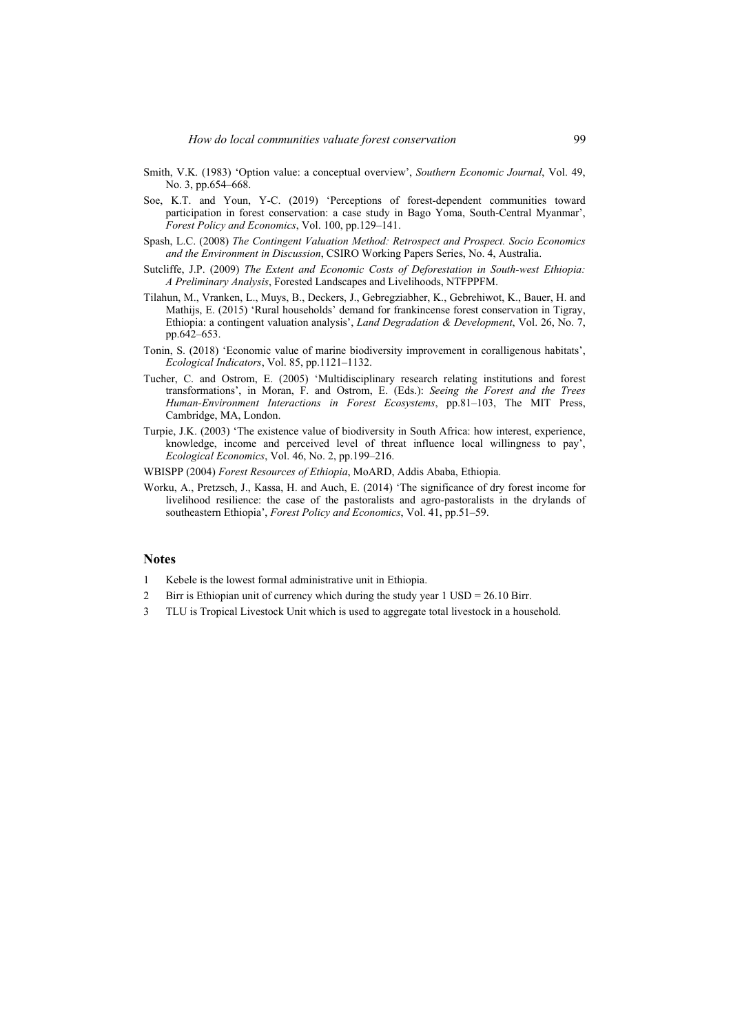Smith, V.K. (1983) 'Option value: a conceptual overview', *Southern Economic Journal*, Vol. 49, No. 3, pp.654–668.

Soe, K.T. and Youn, Y-C. (2019) 'Perceptions of forest-dependent communities toward participation in forest conservation: a case study in Bago Yoma, South-Central Myanmar', *Forest Policy and Economics*, Vol. 100, pp.129–141.

Spash, L.C. (2008) *The Contingent Valuation Method: Retrospect and Prospect. Socio Economics and the Environment in Discussion*, CSIRO Working Papers Series, No. 4, Australia.

Sutcliffe, J.P. (2009) *The Extent and Economic Costs of Deforestation in South-west Ethiopia: A Preliminary Analysis*, Forested Landscapes and Livelihoods, NTFPPFM.

Tilahun, M., Vranken, L., Muys, B., Deckers, J., Gebregziabher, K., Gebrehiwot, K., Bauer, H. and Mathijs, E. (2015) 'Rural households' demand for frankincense forest conservation in Tigray, Ethiopia: a contingent valuation analysis', *Land Degradation & Development*, Vol. 26, No. 7, pp.642–653.

Tonin, S. (2018) 'Economic value of marine biodiversity improvement in coralligenous habitats', *Ecological Indicators*, Vol. 85, pp.1121–1132.

Tucher, C. and Ostrom, E. (2005) 'Multidisciplinary research relating institutions and forest transformations', in Moran, F. and Ostrom, E. (Eds.): *Seeing the Forest and the Trees Human-Environment Interactions in Forest Ecosystems*, pp.81–103, The MIT Press, Cambridge, MA, London.

Turpie, J.K. (2003) 'The existence value of biodiversity in South Africa: how interest, experience, knowledge, income and perceived level of threat influence local willingness to pay', *Ecological Economics*, Vol. 46, No. 2, pp.199–216.

WBISPP (2004) *Forest Resources of Ethiopia*, MoARD, Addis Ababa, Ethiopia.

Worku, A., Pretzsch, J., Kassa, H. and Auch, E. (2014) 'The significance of dry forest income for livelihood resilience: the case of the pastoralists and agro-pastoralists in the drylands of southeastern Ethiopia', *Forest Policy and Economics*, Vol. 41, pp.51–59.

## Notes

1 Kebele is the lowest formal administrative unit in Ethiopia.

2 Birr is Ethiopian unit of currency which during the study year 1 USD = 26.10 Birr.

3 TLU is Tropical Livestock Unit which is used to aggregate total livestock in a household.